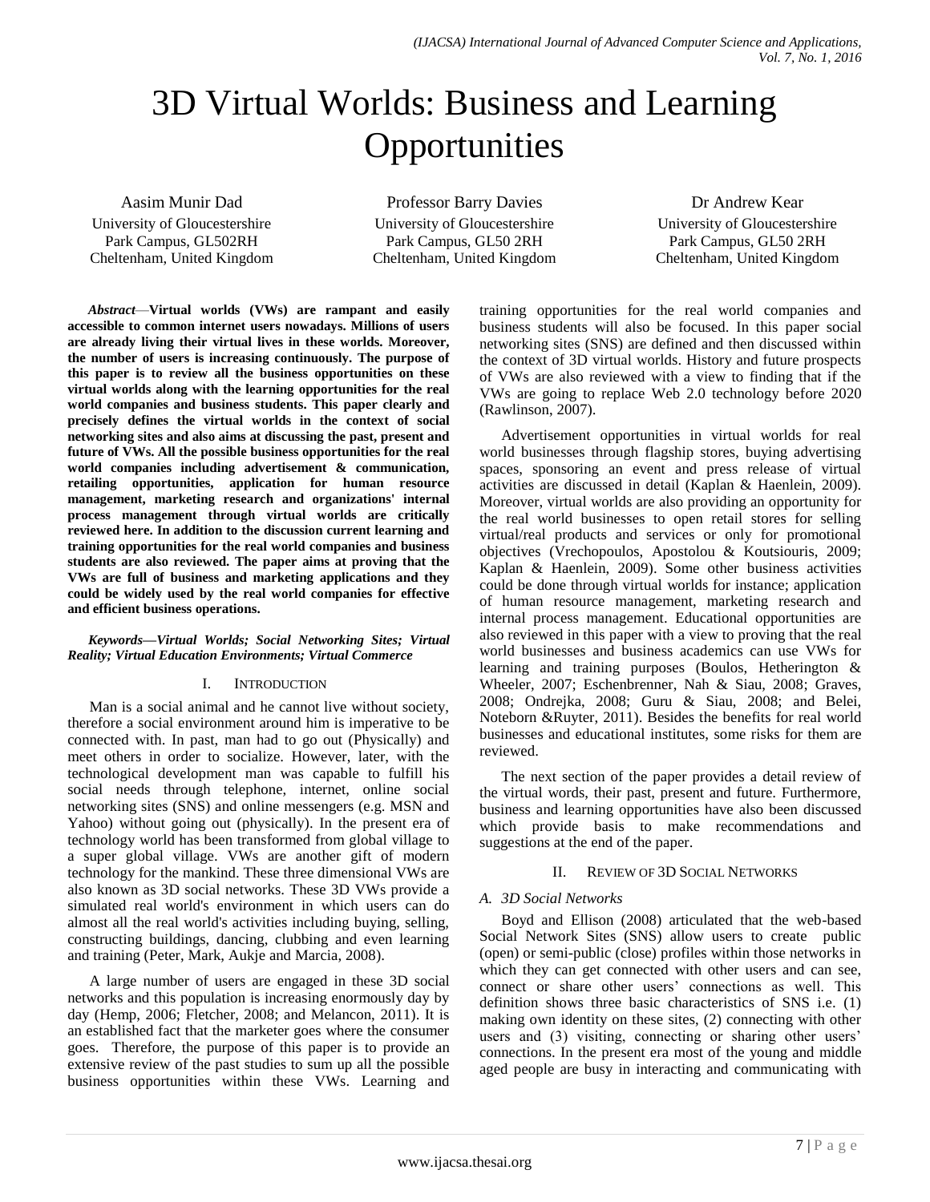# 3D Virtual Worlds: Business and Learning Opportunities

Aasim Munir Dad
University of Gloucestershire
Park Campus, GL502RH
Cheltenham, United Kingdom

Professor Barry Davies
University of Gloucestershire
Park Campus, GL50 2RH
Cheltenham, United Kingdom

Dr Andrew Kear
University of Gloucestershire
Park Campus, GL50 2RH
Cheltenham, United Kingdom

***Abstract*—Virtual worlds (VWs) are rampant and easily accessible to common internet users nowadays. Millions of users are already living their virtual lives in these worlds. Moreover, the number of users is increasing continuously. The purpose of this paper is to review all the business opportunities on these virtual worlds along with the learning opportunities for the real world companies and business students. This paper clearly and precisely defines the virtual worlds in the context of social networking sites and also aims at discussing the past, present and future of VWs. All the possible business opportunities for the real world companies including advertisement & communication, retailing opportunities, application for human resource management, marketing research and organizations' internal process management through virtual worlds are critically reviewed here. In addition to the discussion current learning and training opportunities for the real world companies and business students are also reviewed. The paper aims at proving that the VWs are full of business and marketing applications and they could be widely used by the real world companies for effective and efficient business operations.**

***Keywords—Virtual Worlds; Social Networking Sites; Virtual Reality; Virtual Education Environments; Virtual Commerce***

## I. Introduction

Man is a social animal and he cannot live without society, therefore a social environment around him is imperative to be connected with. In past, man had to go out (Physically) and meet others in order to socialize. However, later, with the technological development man was capable to fulfill his social needs through telephone, internet, online social networking sites (SNS) and online messengers (e.g. MSN and Yahoo) without going out (physically). In the present era of technology world has been transformed from global village to a super global village. VWs are another gift of modern technology for the mankind. These three dimensional VWs are also known as 3D social networks. These 3D VWs provide a simulated real world's environment in which users can do almost all the real world's activities including buying, selling, constructing buildings, dancing, clubbing and even learning and training (Peter, Mark, Aukje and Marcia, 2008).

A large number of users are engaged in these 3D social networks and this population is increasing enormously day by day (Hemp, 2006; Fletcher, 2008; and Melancon, 2011). It is an established fact that the marketer goes where the consumer goes. Therefore, the purpose of this paper is to provide an extensive review of the past studies to sum up all the possible business opportunities within these VWs. Learning and training opportunities for the real world companies and business students will also be focused. In this paper social networking sites (SNS) are defined and then discussed within the context of 3D virtual worlds. History and future prospects of VWs are also reviewed with a view to finding that if the VWs are going to replace Web 2.0 technology before 2020 (Rawlinson, 2007).

Advertisement opportunities in virtual worlds for real world businesses through flagship stores, buying advertising spaces, sponsoring an event and press release of virtual activities are discussed in detail (Kaplan & Haenlein, 2009). Moreover, virtual worlds are also providing an opportunity for the real world businesses to open retail stores for selling virtual/real products and services or only for promotional objectives (Vrechopoulos, Apostolou & Koutsiouris, 2009; Kaplan & Haenlein, 2009). Some other business activities could be done through virtual worlds for instance; application of human resource management, marketing research and internal process management. Educational opportunities are also reviewed in this paper with a view to proving that the real world businesses and business academics can use VWs for learning and training purposes (Boulos, Hetherington & Wheeler, 2007; Eschenbrenner, Nah & Siau, 2008; Graves, 2008; Ondrejka, 2008; Guru & Siau, 2008; and Belei, Noteborn &Ruyter, 2011). Besides the benefits for real world businesses and educational institutes, some risks for them are reviewed.

The next section of the paper provides a detail review of the virtual words, their past, present and future. Furthermore, business and learning opportunities have also been discussed which provide basis to make recommendations and suggestions at the end of the paper.

## II. Review of 3D Social Networks

### A. 3D Social Networks

Boyd and Ellison (2008) articulated that the web-based Social Network Sites (SNS) allow users to create public (open) or semi-public (close) profiles within those networks in which they can get connected with other users and can see, connect or share other users' connections as well. This definition shows three basic characteristics of SNS i.e. (1) making own identity on these sites, (2) connecting with other users and (3) visiting, connecting or sharing other users' connections. In the present era most of the young and middle aged people are busy in interacting and communicating with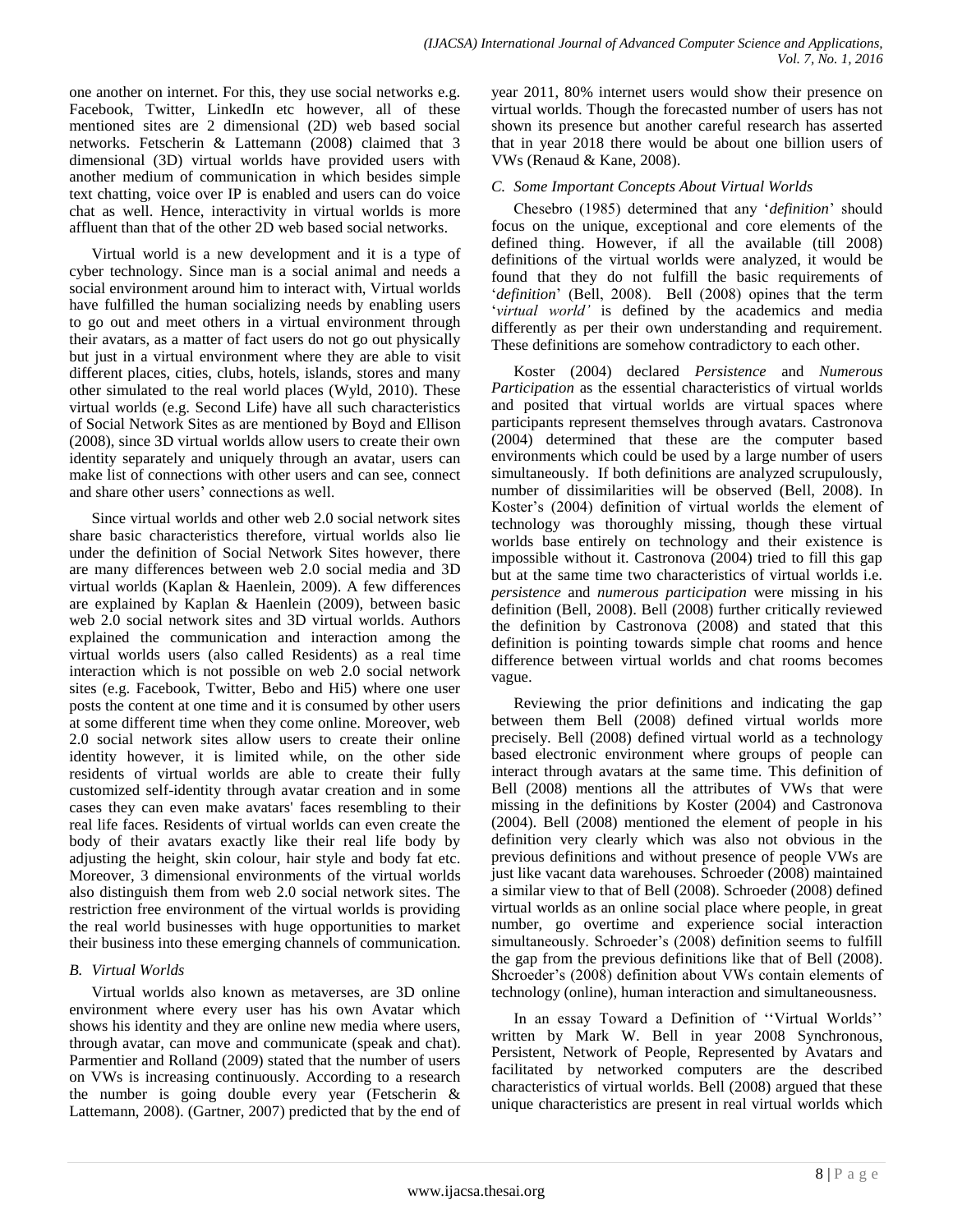one another on internet. For this, they use social networks e.g. Facebook, Twitter, LinkedIn etc however, all of these mentioned sites are 2 dimensional (2D) web based social networks. Fetscherin & Lattemann (2008) claimed that 3 dimensional (3D) virtual worlds have provided users with another medium of communication in which besides simple text chatting, voice over IP is enabled and users can do voice chat as well. Hence, interactivity in virtual worlds is more affluent than that of the other 2D web based social networks.

Virtual world is a new development and it is a type of cyber technology. Since man is a social animal and needs a social environment around him to interact with, Virtual worlds have fulfilled the human socializing needs by enabling users to go out and meet others in a virtual environment through their avatars, as a matter of fact users do not go out physically but just in a virtual environment where they are able to visit different places, cities, clubs, hotels, islands, stores and many other simulated to the real world places (Wyld, 2010). These virtual worlds (e.g. Second Life) have all such characteristics of Social Network Sites as are mentioned by Boyd and Ellison (2008), since 3D virtual worlds allow users to create their own identity separately and uniquely through an avatar, users can make list of connections with other users and can see, connect and share other users' connections as well.

Since virtual worlds and other web 2.0 social network sites share basic characteristics therefore, virtual worlds also lie under the definition of Social Network Sites however, there are many differences between web 2.0 social media and 3D virtual worlds (Kaplan & Haenlein, 2009). A few differences are explained by Kaplan & Haenlein (2009), between basic web 2.0 social network sites and 3D virtual worlds. Authors explained the communication and interaction among the virtual worlds users (also called Residents) as a real time interaction which is not possible on web 2.0 social network sites (e.g. Facebook, Twitter, Bebo and Hi5) where one user posts the content at one time and it is consumed by other users at some different time when they come online. Moreover, web 2.0 social network sites allow users to create their online identity however, it is limited while, on the other side residents of virtual worlds are able to create their fully customized self-identity through avatar creation and in some cases they can even make avatars' faces resembling to their real life faces. Residents of virtual worlds can even create the body of their avatars exactly like their real life body by adjusting the height, skin colour, hair style and body fat etc. Moreover, 3 dimensional environments of the virtual worlds also distinguish them from web 2.0 social network sites. The restriction free environment of the virtual worlds is providing the real world businesses with huge opportunities to market their business into these emerging channels of communication.

### *B. Virtual Worlds*

Virtual worlds also known as metaverses, are 3D online environment where every user has his own Avatar which shows his identity and they are online new media where users, through avatar, can move and communicate (speak and chat). Parmentier and Rolland (2009) stated that the number of users on VWs is increasing continuously. According to a research the number is going double every year (Fetscherin & Lattemann, 2008). (Gartner, 2007) predicted that by the end of year 2011, 80% internet users would show their presence on virtual worlds. Though the forecasted number of users has not shown its presence but another careful research has asserted that in year 2018 there would be about one billion users of VWs (Renaud & Kane, 2008).

### *C. Some Important Concepts About Virtual Worlds*

Chesebro (1985) determined that any '*definition*' should focus on the unique, exceptional and core elements of the defined thing. However, if all the available (till 2008) definitions of the virtual worlds were analyzed, it would be found that they do not fulfill the basic requirements of '*definition*' (Bell, 2008). Bell (2008) opines that the term '*virtual world'* is defined by the academics and media differently as per their own understanding and requirement. These definitions are somehow contradictory to each other.

Koster (2004) declared *Persistence* and *Numerous Participation* as the essential characteristics of virtual worlds and posited that virtual worlds are virtual spaces where participants represent themselves through avatars. Castronova (2004) determined that these are the computer based environments which could be used by a large number of users simultaneously. If both definitions are analyzed scrupulously, number of dissimilarities will be observed (Bell, 2008). In Koster's (2004) definition of virtual worlds the element of technology was thoroughly missing, though these virtual worlds base entirely on technology and their existence is impossible without it. Castronova (2004) tried to fill this gap but at the same time two characteristics of virtual worlds i.e. *persistence* and *numerous participation* were missing in his definition (Bell, 2008). Bell (2008) further critically reviewed the definition by Castronova (2008) and stated that this definition is pointing towards simple chat rooms and hence difference between virtual worlds and chat rooms becomes vague.

Reviewing the prior definitions and indicating the gap between them Bell (2008) defined virtual worlds more precisely. Bell (2008) defined virtual world as a technology based electronic environment where groups of people can interact through avatars at the same time. This definition of Bell (2008) mentions all the attributes of VWs that were missing in the definitions by Koster (2004) and Castronova (2004). Bell (2008) mentioned the element of people in his definition very clearly which was also not obvious in the previous definitions and without presence of people VWs are just like vacant data warehouses. Schroeder (2008) maintained a similar view to that of Bell (2008). Schroeder (2008) defined virtual worlds as an online social place where people, in great number, go overtime and experience social interaction simultaneously. Schroeder's (2008) definition seems to fulfill the gap from the previous definitions like that of Bell (2008). Shcroeder's (2008) definition about VWs contain elements of technology (online), human interaction and simultaneousness.

In an essay Toward a Definition of ''Virtual Worlds'' written by Mark W. Bell in year 2008 Synchronous, Persistent, Network of People, Represented by Avatars and facilitated by networked computers are the described characteristics of virtual worlds. Bell (2008) argued that these unique characteristics are present in real virtual worlds which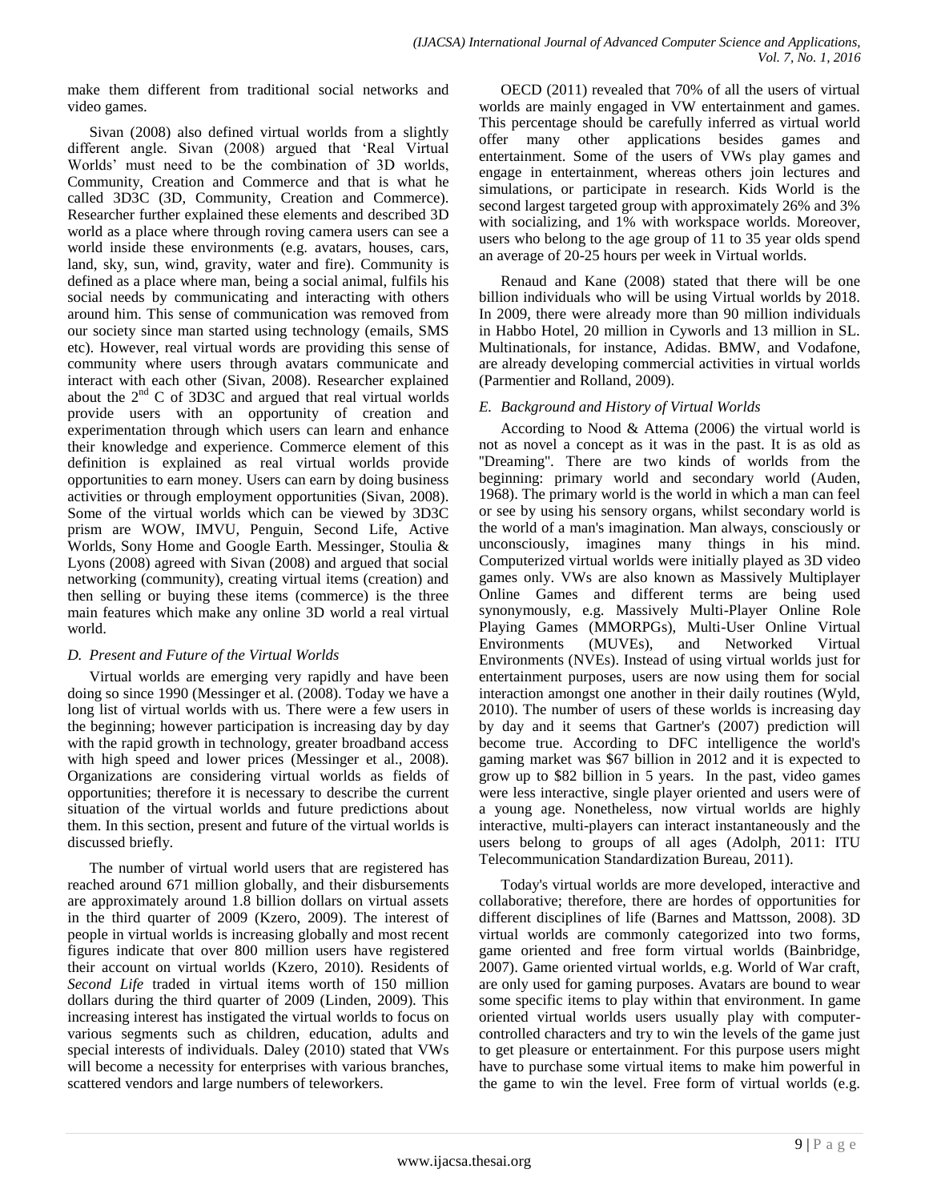make them different from traditional social networks and video games.

Sivan (2008) also defined virtual worlds from a slightly different angle. Sivan (2008) argued that 'Real Virtual Worlds' must need to be the combination of 3D worlds, Community, Creation and Commerce and that is what he called 3D3C (3D, Community, Creation and Commerce). Researcher further explained these elements and described 3D world as a place where through roving camera users can see a world inside these environments (e.g. avatars, houses, cars, land, sky, sun, wind, gravity, water and fire). Community is defined as a place where man, being a social animal, fulfils his social needs by communicating and interacting with others around him. This sense of communication was removed from our society since man started using technology (emails, SMS etc). However, real virtual words are providing this sense of community where users through avatars communicate and interact with each other (Sivan, 2008). Researcher explained about the 2nd C of 3D3C and argued that real virtual worlds provide users with an opportunity of creation and experimentation through which users can learn and enhance their knowledge and experience. Commerce element of this definition is explained as real virtual worlds provide opportunities to earn money. Users can earn by doing business activities or through employment opportunities (Sivan, 2008). Some of the virtual worlds which can be viewed by 3D3C prism are WOW, IMVU, Penguin, Second Life, Active Worlds, Sony Home and Google Earth. Messinger, Stoulia & Lyons (2008) agreed with Sivan (2008) and argued that social networking (community), creating virtual items (creation) and then selling or buying these items (commerce) is the three main features which make any online 3D world a real virtual world.

### D. Present and Future of the Virtual Worlds

Virtual worlds are emerging very rapidly and have been doing so since 1990 (Messinger et al. (2008). Today we have a long list of virtual worlds with us. There were a few users in the beginning; however participation is increasing day by day with the rapid growth in technology, greater broadband access with high speed and lower prices (Messinger et al., 2008). Organizations are considering virtual worlds as fields of opportunities; therefore it is necessary to describe the current situation of the virtual worlds and future predictions about them. In this section, present and future of the virtual worlds is discussed briefly.

The number of virtual world users that are registered has reached around 671 million globally, and their disbursements are approximately around 1.8 billion dollars on virtual assets in the third quarter of 2009 (Kzero, 2009). The interest of people in virtual worlds is increasing globally and most recent figures indicate that over 800 million users have registered their account on virtual worlds (Kzero, 2010). Residents of *Second Life* traded in virtual items worth of 150 million dollars during the third quarter of 2009 (Linden, 2009). This increasing interest has instigated the virtual worlds to focus on various segments such as children, education, adults and special interests of individuals. Daley (2010) stated that VWs will become a necessity for enterprises with various branches, scattered vendors and large numbers of teleworkers.

OECD (2011) revealed that 70% of all the users of virtual worlds are mainly engaged in VW entertainment and games. This percentage should be carefully inferred as virtual world offer many other applications besides games and entertainment. Some of the users of VWs play games and engage in entertainment, whereas others join lectures and simulations, or participate in research. Kids World is the second largest targeted group with approximately 26% and 3% with socializing, and 1% with workspace worlds. Moreover, users who belong to the age group of 11 to 35 year olds spend an average of 20-25 hours per week in Virtual worlds.

Renaud and Kane (2008) stated that there will be one billion individuals who will be using Virtual worlds by 2018. In 2009, there were already more than 90 million individuals in Habbo Hotel, 20 million in Cyworls and 13 million in SL. Multinationals, for instance, Adidas. BMW, and Vodafone, are already developing commercial activities in virtual worlds (Parmentier and Rolland, 2009).

### E. Background and History of Virtual Worlds

According to Nood & Attema (2006) the virtual world is not as novel a concept as it was in the past. It is as old as "Dreaming". There are two kinds of worlds from the beginning: primary world and secondary world (Auden, 1968). The primary world is the world in which a man can feel or see by using his sensory organs, whilst secondary world is the world of a man's imagination. Man always, consciously or unconsciously, imagines many things in his mind. Computerized virtual worlds were initially played as 3D video games only. VWs are also known as Massively Multiplayer Online Games and different terms are being used synonymously, e.g. Massively Multi-Player Online Role Playing Games (MMORPGs), Multi-User Online Virtual Environments (MUVEs), and Networked Virtual Environments (NVEs). Instead of using virtual worlds just for entertainment purposes, users are now using them for social interaction amongst one another in their daily routines (Wyld, 2010). The number of users of these worlds is increasing day by day and it seems that Gartner's (2007) prediction will become true. According to DFC intelligence the world's gaming market was $67 billion in 2012 and it is expected to grow up to $82 billion in 5 years. In the past, video games were less interactive, single player oriented and users were of a young age. Nonetheless, now virtual worlds are highly interactive, multi-players can interact instantaneously and the users belong to groups of all ages (Adolph, 2011: ITU Telecommunication Standardization Bureau, 2011).

Today's virtual worlds are more developed, interactive and collaborative; therefore, there are hordes of opportunities for different disciplines of life (Barnes and Mattsson, 2008). 3D virtual worlds are commonly categorized into two forms, game oriented and free form virtual worlds (Bainbridge, 2007). Game oriented virtual worlds, e.g. World of War craft, are only used for gaming purposes. Avatars are bound to wear some specific items to play within that environment. In game oriented virtual worlds users usually play with computer-controlled characters and try to win the levels of the game just to get pleasure or entertainment. For this purpose users might have to purchase some virtual items to make him powerful in the game to win the level. Free form of virtual worlds (e.g.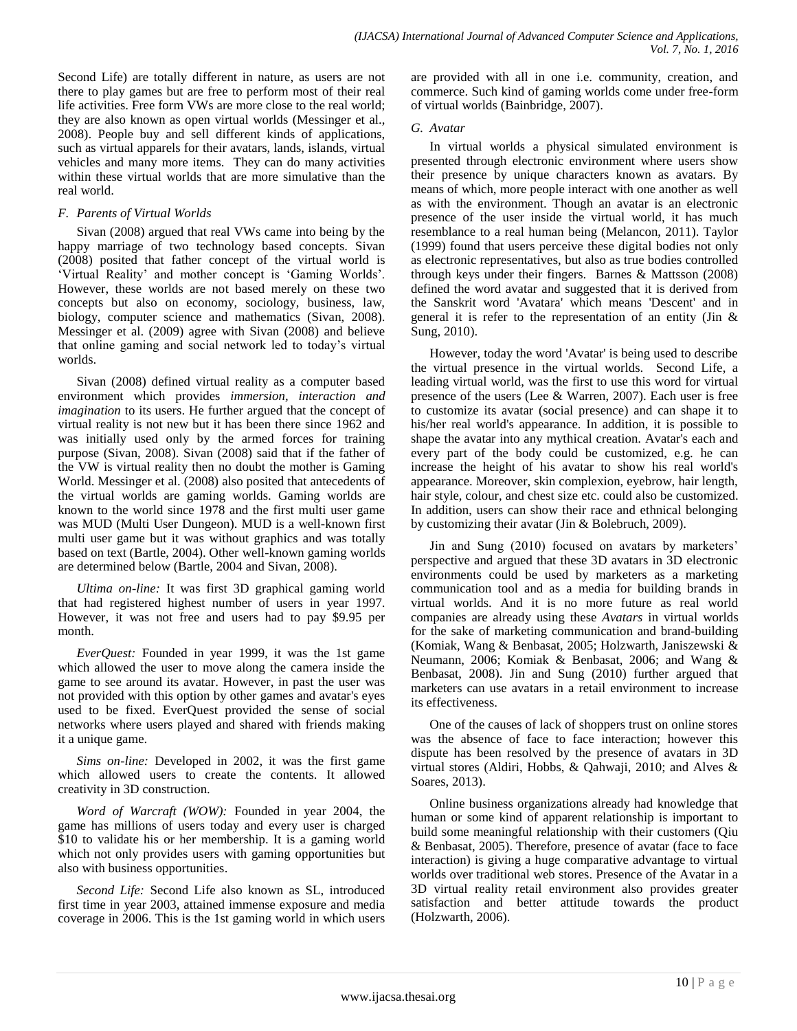Second Life) are totally different in nature, as users are not there to play games but are free to perform most of their real life activities. Free form VWs are more close to the real world; they are also known as open virtual worlds (Messinger et al., 2008). People buy and sell different kinds of applications, such as virtual apparels for their avatars, lands, islands, virtual vehicles and many more items. They can do many activities within these virtual worlds that are more simulative than the real world.

### F. Parents of Virtual Worlds

Sivan (2008) argued that real VWs came into being by the happy marriage of two technology based concepts. Sivan (2008) posited that father concept of the virtual world is 'Virtual Reality' and mother concept is 'Gaming Worlds'. However, these worlds are not based merely on these two concepts but also on economy, sociology, business, law, biology, computer science and mathematics (Sivan, 2008). Messinger et al. (2009) agree with Sivan (2008) and believe that online gaming and social network led to today's virtual worlds.

Sivan (2008) defined virtual reality as a computer based environment which provides *immersion, interaction and imagination* to its users. He further argued that the concept of virtual reality is not new but it has been there since 1962 and was initially used only by the armed forces for training purpose (Sivan, 2008). Sivan (2008) said that if the father of the VW is virtual reality then no doubt the mother is Gaming World. Messinger et al. (2008) also posited that antecedents of the virtual worlds are gaming worlds. Gaming worlds are known to the world since 1978 and the first multi user game was MUD (Multi User Dungeon). MUD is a well-known first multi user game but it was without graphics and was totally based on text (Bartle, 2004). Other well-known gaming worlds are determined below (Bartle, 2004 and Sivan, 2008).

*Ultima on-line:* It was first 3D graphical gaming world that had registered highest number of users in year 1997. However, it was not free and users had to pay $9.95 per month.

*EverQuest:* Founded in year 1999, it was the 1st game which allowed the user to move along the camera inside the game to see around its avatar. However, in past the user was not provided with this option by other games and avatar's eyes used to be fixed. EverQuest provided the sense of social networks where users played and shared with friends making it a unique game.

*Sims on-line:* Developed in 2002, it was the first game which allowed users to create the contents. It allowed creativity in 3D construction.

*Word of Warcraft (WOW):* Founded in year 2004, the game has millions of users today and every user is charged $10 to validate his or her membership. It is a gaming world which not only provides users with gaming opportunities but also with business opportunities.

*Second Life:* Second Life also known as SL, introduced first time in year 2003, attained immense exposure and media coverage in 2006. This is the 1st gaming world in which users are provided with all in one i.e. community, creation, and commerce. Such kind of gaming worlds come under free-form of virtual worlds (Bainbridge, 2007).

### G. Avatar

In virtual worlds a physical simulated environment is presented through electronic environment where users show their presence by unique characters known as avatars. By means of which, more people interact with one another as well as with the environment. Though an avatar is an electronic presence of the user inside the virtual world, it has much resemblance to a real human being (Melancon, 2011). Taylor (1999) found that users perceive these digital bodies not only as electronic representatives, but also as true bodies controlled through keys under their fingers. Barnes & Mattsson (2008) defined the word avatar and suggested that it is derived from the Sanskrit word 'Avatara' which means 'Descent' and in general it is refer to the representation of an entity (Jin & Sung, 2010).

However, today the word 'Avatar' is being used to describe the virtual presence in the virtual worlds. Second Life, a leading virtual world, was the first to use this word for virtual presence of the users (Lee & Warren, 2007). Each user is free to customize its avatar (social presence) and can shape it to his/her real world's appearance. In addition, it is possible to shape the avatar into any mythical creation. Avatar's each and every part of the body could be customized, e.g. he can increase the height of his avatar to show his real world's appearance. Moreover, skin complexion, eyebrow, hair length, hair style, colour, and chest size etc. could also be customized. In addition, users can show their race and ethnical belonging by customizing their avatar (Jin & Bolebruch, 2009).

Jin and Sung (2010) focused on avatars by marketers' perspective and argued that these 3D avatars in 3D electronic environments could be used by marketers as a marketing communication tool and as a media for building brands in virtual worlds. And it is no more future as real world companies are already using these *Avatars* in virtual worlds for the sake of marketing communication and brand-building (Komiak, Wang & Benbasat, 2005; Holzwarth, Janiszewski & Neumann, 2006; Komiak & Benbasat, 2006; and Wang & Benbasat, 2008). Jin and Sung (2010) further argued that marketers can use avatars in a retail environment to increase its effectiveness.

One of the causes of lack of shoppers trust on online stores was the absence of face to face interaction; however this dispute has been resolved by the presence of avatars in 3D virtual stores (Aldiri, Hobbs, & Qahwaji, 2010; and Alves & Soares, 2013).

Online business organizations already had knowledge that human or some kind of apparent relationship is important to build some meaningful relationship with their customers (Qiu & Benbasat, 2005). Therefore, presence of avatar (face to face interaction) is giving a huge comparative advantage to virtual worlds over traditional web stores. Presence of the Avatar in a 3D virtual reality retail environment also provides greater satisfaction and better attitude towards the product (Holzwarth, 2006).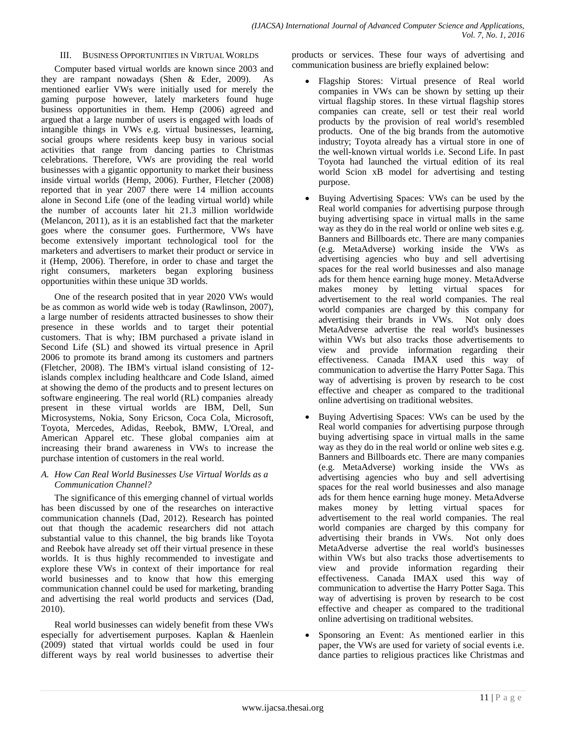## III. Business Opportunities in Virtual Worlds

Computer based virtual worlds are known since 2003 and they are rampant nowadays (Shen & Eder, 2009). As mentioned earlier VWs were initially used for merely the gaming purpose however, lately marketers found huge business opportunities in them. Hemp (2006) agreed and argued that a large number of users is engaged with loads of intangible things in VWs e.g. virtual businesses, learning, social groups where residents keep busy in various social activities that range from dancing parties to Christmas celebrations. Therefore, VWs are providing the real world businesses with a gigantic opportunity to market their business inside virtual worlds (Hemp, 2006). Further, Fletcher (2008) reported that in year 2007 there were 14 million accounts alone in Second Life (one of the leading virtual world) while the number of accounts later hit 21.3 million worldwide (Melancon, 2011), as it is an established fact that the marketer goes where the consumer goes. Furthermore, VWs have become extensively important technological tool for the marketers and advertisers to market their product or service in it (Hemp, 2006). Therefore, in order to chase and target the right consumers, marketers began exploring business opportunities within these unique 3D worlds.

One of the research posited that in year 2020 VWs would be as common as world wide web is today (Rawlinson, 2007), a large number of residents attracted businesses to show their presence in these worlds and to target their potential customers. That is why; IBM purchased a private island in Second Life (SL) and showed its virtual presence in April 2006 to promote its brand among its customers and partners (Fletcher, 2008). The IBM's virtual island consisting of 12-islands complex including healthcare and Code Island, aimed at showing the demo of the products and to present lectures on software engineering. The real world (RL) companies already present in these virtual worlds are IBM, Dell, Sun Microsystems, Nokia, Sony Ericson, Coca Cola, Microsoft, Toyota, Mercedes, Adidas, Reebok, BMW, L'Oreal, and American Apparel etc. These global companies aim at increasing their brand awareness in VWs to increase the purchase intention of customers in the real world.

### *A. How Can Real World Businesses Use Virtual Worlds as a Communication Channel?*

The significance of this emerging channel of virtual worlds has been discussed by one of the researches on interactive communication channels (Dad, 2012). Research has pointed out that though the academic researchers did not attach substantial value to this channel, the big brands like Toyota and Reebok have already set off their virtual presence in these worlds. It is thus highly recommended to investigate and explore these VWs in context of their importance for real world businesses and to know that how this emerging communication channel could be used for marketing, branding and advertising the real world products and services (Dad, 2010).

Real world businesses can widely benefit from these VWs especially for advertisement purposes. Kaplan & Haenlein (2009) stated that virtual worlds could be used in four different ways by real world businesses to advertise their products or services. These four ways of advertising and communication business are briefly explained below:

- Flagship Stores: Virtual presence of Real world companies in VWs can be shown by setting up their virtual flagship stores. In these virtual flagship stores companies can create, sell or test their real world products by the provision of real world's resembled products. One of the big brands from the automotive industry; Toyota already has a virtual store in one of the well-known virtual worlds i.e. Second Life. In past Toyota had launched the virtual edition of its real world Scion xB model for advertising and testing purpose.
- Buying Advertising Spaces: VWs can be used by the Real world companies for advertising purpose through buying advertising space in virtual malls in the same way as they do in the real world or online web sites e.g. Banners and Billboards etc. There are many companies (e.g. MetaAdverse) working inside the VWs as advertising agencies who buy and sell advertising spaces for the real world businesses and also manage ads for them hence earning huge money. MetaAdverse makes money by letting virtual spaces for advertisement to the real world companies. The real world companies are charged by this company for advertising their brands in VWs. Not only does MetaAdverse advertise the real world's businesses within VWs but also tracks those advertisements to view and provide information regarding their effectiveness. Canada IMAX used this way of communication to advertise the Harry Potter Saga. This way of advertising is proven by research to be cost effective and cheaper as compared to the traditional online advertising on traditional websites.
- Buying Advertising Spaces: VWs can be used by the Real world companies for advertising purpose through buying advertising space in virtual malls in the same way as they do in the real world or online web sites e.g. Banners and Billboards etc. There are many companies (e.g. MetaAdverse) working inside the VWs as advertising agencies who buy and sell advertising spaces for the real world businesses and also manage ads for them hence earning huge money. MetaAdverse makes money by letting virtual spaces for advertisement to the real world companies. The real world companies are charged by this company for advertising their brands in VWs. Not only does MetaAdverse advertise the real world's businesses within VWs but also tracks those advertisements to view and provide information regarding their effectiveness. Canada IMAX used this way of communication to advertise the Harry Potter Saga. This way of advertising is proven by research to be cost effective and cheaper as compared to the traditional online advertising on traditional websites.
- Sponsoring an Event: As mentioned earlier in this paper, the VWs are used for variety of social events i.e. dance parties to religious practices like Christmas and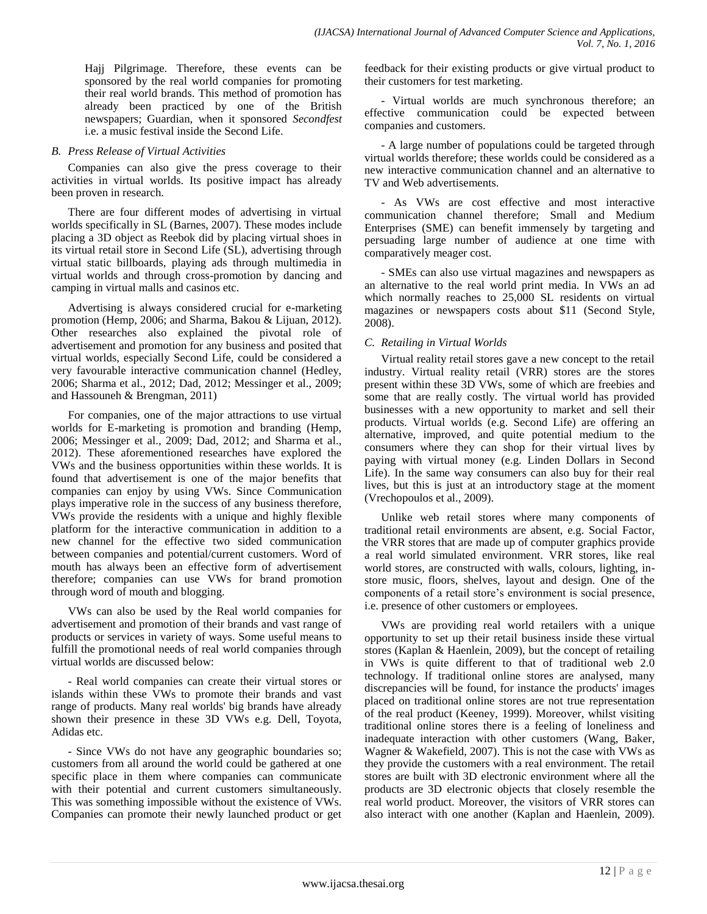Hajj Pilgrimage. Therefore, these events can be sponsored by the real world companies for promoting their real world brands. This method of promotion has already been practiced by one of the British newspapers; Guardian, when it sponsored *Secondfest* i.e. a music festival inside the Second Life.

### *B. Press Release of Virtual Activities*

Companies can also give the press coverage to their activities in virtual worlds. Its positive impact has already been proven in research.

There are four different modes of advertising in virtual worlds specifically in SL (Barnes, 2007). These modes include placing a 3D object as Reebok did by placing virtual shoes in its virtual retail store in Second Life (SL), advertising through virtual static billboards, playing ads through multimedia in virtual worlds and through cross-promotion by dancing and camping in virtual malls and casinos etc.

Advertising is always considered crucial for e-marketing promotion (Hemp, 2006; and Sharma, Bakou & Lijuan, 2012). Other researches also explained the pivotal role of advertisement and promotion for any business and posited that virtual worlds, especially Second Life, could be considered a very favourable interactive communication channel (Hedley, 2006; Sharma et al., 2012; Dad, 2012; Messinger et al., 2009; and Hassouneh & Brengman, 2011)

For companies, one of the major attractions to use virtual worlds for E-marketing is promotion and branding (Hemp, 2006; Messinger et al., 2009; Dad, 2012; and Sharma et al., 2012). These aforementioned researches have explored the VWs and the business opportunities within these worlds. It is found that advertisement is one of the major benefits that companies can enjoy by using VWs. Since Communication plays imperative role in the success of any business therefore, VWs provide the residents with a unique and highly flexible platform for the interactive communication in addition to a new channel for the effective two sided communication between companies and potential/current customers. Word of mouth has always been an effective form of advertisement therefore; companies can use VWs for brand promotion through word of mouth and blogging.

VWs can also be used by the Real world companies for advertisement and promotion of their brands and vast range of products or services in variety of ways. Some useful means to fulfill the promotional needs of real world companies through virtual worlds are discussed below:

- Real world companies can create their virtual stores or islands within these VWs to promote their brands and vast range of products. Many real worlds' big brands have already shown their presence in these 3D VWs e.g. Dell, Toyota, Adidas etc.

- Since VWs do not have any geographic boundaries so; customers from all around the world could be gathered at one specific place in them where companies can communicate with their potential and current customers simultaneously. This was something impossible without the existence of VWs. Companies can promote their newly launched product or get feedback for their existing products or give virtual product to their customers for test marketing.

- Virtual worlds are much synchronous therefore; an effective communication could be expected between companies and customers.

- A large number of populations could be targeted through virtual worlds therefore; these worlds could be considered as a new interactive communication channel and an alternative to TV and Web advertisements.

- As VWs are cost effective and most interactive communication channel therefore; Small and Medium Enterprises (SME) can benefit immensely by targeting and persuading large number of audience at one time with comparatively meager cost.

- SMEs can also use virtual magazines and newspapers as an alternative to the real world print media. In VWs an ad which normally reaches to 25,000 SL residents on virtual magazines or newspapers costs about $11 (Second Style, 2008).

### *C. Retailing in Virtual Worlds*

Virtual reality retail stores gave a new concept to the retail industry. Virtual reality retail (VRR) stores are the stores present within these 3D VWs, some of which are freebies and some that are really costly. The virtual world has provided businesses with a new opportunity to market and sell their products. Virtual worlds (e.g. Second Life) are offering an alternative, improved, and quite potential medium to the consumers where they can shop for their virtual lives by paying with virtual money (e.g. Linden Dollars in Second Life). In the same way consumers can also buy for their real lives, but this is just at an introductory stage at the moment (Vrechopoulos et al., 2009).

Unlike web retail stores where many components of traditional retail environments are absent, e.g. Social Factor, the VRR stores that are made up of computer graphics provide a real world simulated environment. VRR stores, like real world stores, are constructed with walls, colours, lighting, in-store music, floors, shelves, layout and design. One of the components of a retail store's environment is social presence, i.e. presence of other customers or employees.

VWs are providing real world retailers with a unique opportunity to set up their retail business inside these virtual stores (Kaplan & Haenlein, 2009), but the concept of retailing in VWs is quite different to that of traditional web 2.0 technology. If traditional online stores are analysed, many discrepancies will be found, for instance the products' images placed on traditional online stores are not true representation of the real product (Keeney, 1999). Moreover, whilst visiting traditional online stores there is a feeling of loneliness and inadequate interaction with other customers (Wang, Baker, Wagner & Wakefield, 2007). This is not the case with VWs as they provide the customers with a real environment. The retail stores are built with 3D electronic environment where all the products are 3D electronic objects that closely resemble the real world product. Moreover, the visitors of VRR stores can also interact with one another (Kaplan and Haenlein, 2009).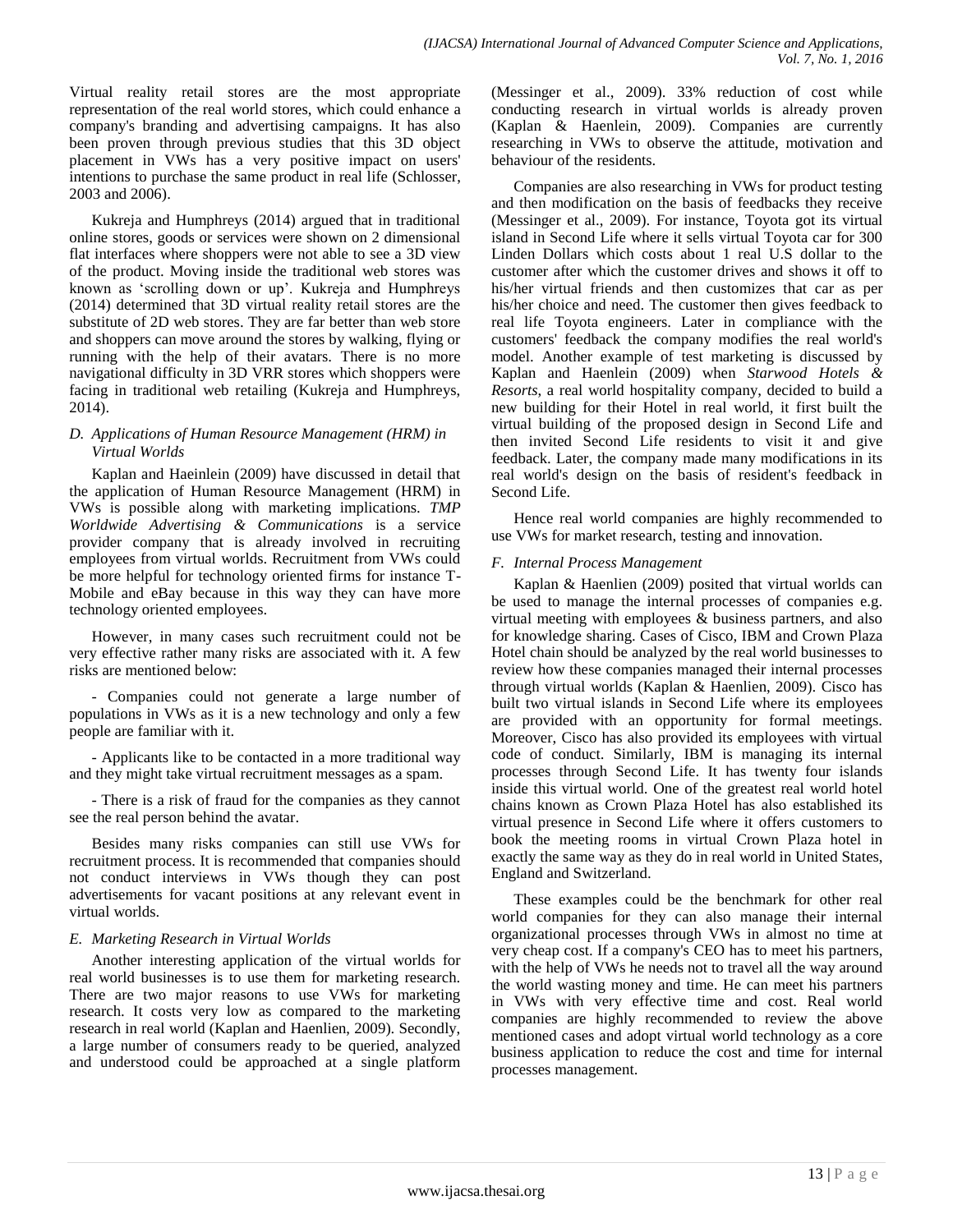Virtual reality retail stores are the most appropriate representation of the real world stores, which could enhance a company's branding and advertising campaigns. It has also been proven through previous studies that this 3D object placement in VWs has a very positive impact on users' intentions to purchase the same product in real life (Schlosser, 2003 and 2006).

Kukreja and Humphreys (2014) argued that in traditional online stores, goods or services were shown on 2 dimensional flat interfaces where shoppers were not able to see a 3D view of the product. Moving inside the traditional web stores was known as 'scrolling down or up'. Kukreja and Humphreys (2014) determined that 3D virtual reality retail stores are the substitute of 2D web stores. They are far better than web store and shoppers can move around the stores by walking, flying or running with the help of their avatars. There is no more navigational difficulty in 3D VRR stores which shoppers were facing in traditional web retailing (Kukreja and Humphreys, 2014).

### *D. Applications of Human Resource Management (HRM) in Virtual Worlds*

Kaplan and Haeinlein (2009) have discussed in detail that the application of Human Resource Management (HRM) in VWs is possible along with marketing implications. *TMP Worldwide Advertising & Communications* is a service provider company that is already involved in recruiting employees from virtual worlds. Recruitment from VWs could be more helpful for technology oriented firms for instance T-Mobile and eBay because in this way they can have more technology oriented employees.

However, in many cases such recruitment could not be very effective rather many risks are associated with it. A few risks are mentioned below:

- Companies could not generate a large number of populations in VWs as it is a new technology and only a few people are familiar with it.

- Applicants like to be contacted in a more traditional way and they might take virtual recruitment messages as a spam.

- There is a risk of fraud for the companies as they cannot see the real person behind the avatar.

Besides many risks companies can still use VWs for recruitment process. It is recommended that companies should not conduct interviews in VWs though they can post advertisements for vacant positions at any relevant event in virtual worlds.

### *E. Marketing Research in Virtual Worlds*

Another interesting application of the virtual worlds for real world businesses is to use them for marketing research. There are two major reasons to use VWs for marketing research. It costs very low as compared to the marketing research in real world (Kaplan and Haenlien, 2009). Secondly, a large number of consumers ready to be queried, analyzed and understood could be approached at a single platform (Messinger et al., 2009). 33% reduction of cost while conducting research in virtual worlds is already proven (Kaplan & Haenlein, 2009). Companies are currently researching in VWs to observe the attitude, motivation and behaviour of the residents.

Companies are also researching in VWs for product testing and then modification on the basis of feedbacks they receive (Messinger et al., 2009). For instance, Toyota got its virtual island in Second Life where it sells virtual Toyota car for 300 Linden Dollars which costs about 1 real U.S dollar to the customer after which the customer drives and shows it off to his/her virtual friends and then customizes that car as per his/her choice and need. The customer then gives feedback to real life Toyota engineers. Later in compliance with the customers' feedback the company modifies the real world's model. Another example of test marketing is discussed by Kaplan and Haenlein (2009) when *Starwood Hotels & Resorts*, a real world hospitality company, decided to build a new building for their Hotel in real world, it first built the virtual building of the proposed design in Second Life and then invited Second Life residents to visit it and give feedback. Later, the company made many modifications in its real world's design on the basis of resident's feedback in Second Life.

Hence real world companies are highly recommended to use VWs for market research, testing and innovation.

### *F. Internal Process Management*

Kaplan & Haenlien (2009) posited that virtual worlds can be used to manage the internal processes of companies e.g. virtual meeting with employees & business partners, and also for knowledge sharing. Cases of Cisco, IBM and Crown Plaza Hotel chain should be analyzed by the real world businesses to review how these companies managed their internal processes through virtual worlds (Kaplan & Haenlien, 2009). Cisco has built two virtual islands in Second Life where its employees are provided with an opportunity for formal meetings. Moreover, Cisco has also provided its employees with virtual code of conduct. Similarly, IBM is managing its internal processes through Second Life. It has twenty four islands inside this virtual world. One of the greatest real world hotel chains known as Crown Plaza Hotel has also established its virtual presence in Second Life where it offers customers to book the meeting rooms in virtual Crown Plaza hotel in exactly the same way as they do in real world in United States, England and Switzerland.

These examples could be the benchmark for other real world companies for they can also manage their internal organizational processes through VWs in almost no time at very cheap cost. If a company's CEO has to meet his partners, with the help of VWs he needs not to travel all the way around the world wasting money and time. He can meet his partners in VWs with very effective time and cost. Real world companies are highly recommended to review the above mentioned cases and adopt virtual world technology as a core business application to reduce the cost and time for internal processes management.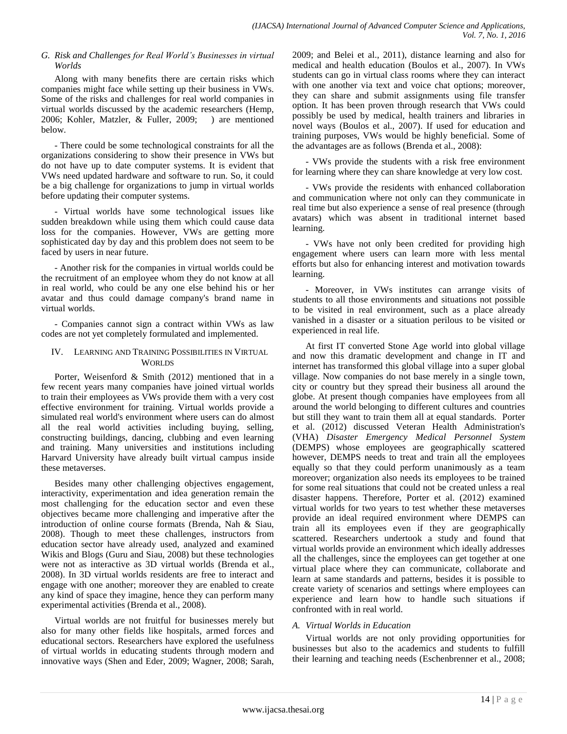### G. Risk and Challenges for Real World's Businesses in virtual Worlds

Along with many benefits there are certain risks which companies might face while setting up their business in VWs. Some of the risks and challenges for real world companies in virtual worlds discussed by the academic researchers (Hemp, 2006; Kohler, Matzler, & Fuller, 2009; ) are mentioned below.

- There could be some technological constraints for all the organizations considering to show their presence in VWs but do not have up to date computer systems. It is evident that VWs need updated hardware and software to run. So, it could be a big challenge for organizations to jump in virtual worlds before updating their computer systems.

- Virtual worlds have some technological issues like sudden breakdown while using them which could cause data loss for the companies. However, VWs are getting more sophisticated day by day and this problem does not seem to be faced by users in near future.

- Another risk for the companies in virtual worlds could be the recruitment of an employee whom they do not know at all in real world, who could be any one else behind his or her avatar and thus could damage company's brand name in virtual worlds.

- Companies cannot sign a contract within VWs as law codes are not yet completely formulated and implemented.

## IV. Learning and Training Possibilities in Virtual Worlds

Porter, Weisenford & Smith (2012) mentioned that in a few recent years many companies have joined virtual worlds to train their employees as VWs provide them with a very cost effective environment for training. Virtual worlds provide a simulated real world's environment where users can do almost all the real world activities including buying, selling, constructing buildings, dancing, clubbing and even learning and training. Many universities and institutions including Harvard University have already built virtual campus inside these metaverses.

Besides many other challenging objectives engagement, interactivity, experimentation and idea generation remain the most challenging for the education sector and even these objectives became more challenging and imperative after the introduction of online course formats (Brenda, Nah & Siau, 2008). Though to meet these challenges, instructors from education sector have already used, analyzed and examined Wikis and Blogs (Guru and Siau, 2008) but these technologies were not as interactive as 3D virtual worlds (Brenda et al., 2008). In 3D virtual worlds residents are free to interact and engage with one another; moreover they are enabled to create any kind of space they imagine, hence they can perform many experimental activities (Brenda et al., 2008).

Virtual worlds are not fruitful for businesses merely but also for many other fields like hospitals, armed forces and educational sectors. Researchers have explored the usefulness of virtual worlds in educating students through modern and innovative ways (Shen and Eder, 2009; Wagner, 2008; Sarah, 2009; and Belei et al., 2011), distance learning and also for medical and health education (Boulos et al., 2007). In VWs students can go in virtual class rooms where they can interact with one another via text and voice chat options; moreover, they can share and submit assignments using file transfer option. It has been proven through research that VWs could possibly be used by medical, health trainers and libraries in novel ways (Boulos et al., 2007). If used for education and training purposes, VWs would be highly beneficial. Some of the advantages are as follows (Brenda et al., 2008):

- VWs provide the students with a risk free environment for learning where they can share knowledge at very low cost.

- VWs provide the residents with enhanced collaboration and communication where not only can they communicate in real time but also experience a sense of real presence (through avatars) which was absent in traditional internet based learning.

- VWs have not only been credited for providing high engagement where users can learn more with less mental efforts but also for enhancing interest and motivation towards learning.

- Moreover, in VWs institutes can arrange visits of students to all those environments and situations not possible to be visited in real environment, such as a place already vanished in a disaster or a situation perilous to be visited or experienced in real life.

At first IT converted Stone Age world into global village and now this dramatic development and change in IT and internet has transformed this global village into a super global village. Now companies do not base merely in a single town, city or country but they spread their business all around the globe. At present though companies have employees from all around the world belonging to different cultures and countries but still they want to train them all at equal standards. Porter et al. (2012) discussed Veteran Health Administration's (VHA) *Disaster Emergency Medical Personnel System* (DEMPS) whose employees are geographically scattered however, DEMPS needs to treat and train all the employees equally so that they could perform unanimously as a team moreover; organization also needs its employees to be trained for some real situations that could not be created unless a real disaster happens. Therefore, Porter et al. (2012) examined virtual worlds for two years to test whether these metaverses provide an ideal required environment where DEMPS can train all its employees even if they are geographically scattered. Researchers undertook a study and found that virtual worlds provide an environment which ideally addresses all the challenges, since the employees can get together at one virtual place where they can communicate, collaborate and learn at same standards and patterns, besides it is possible to create variety of scenarios and settings where employees can experience and learn how to handle such situations if confronted with in real world.

### A. Virtual Worlds in Education

Virtual worlds are not only providing opportunities for businesses but also to the academics and students to fulfill their learning and teaching needs (Eschenbrenner et al., 2008;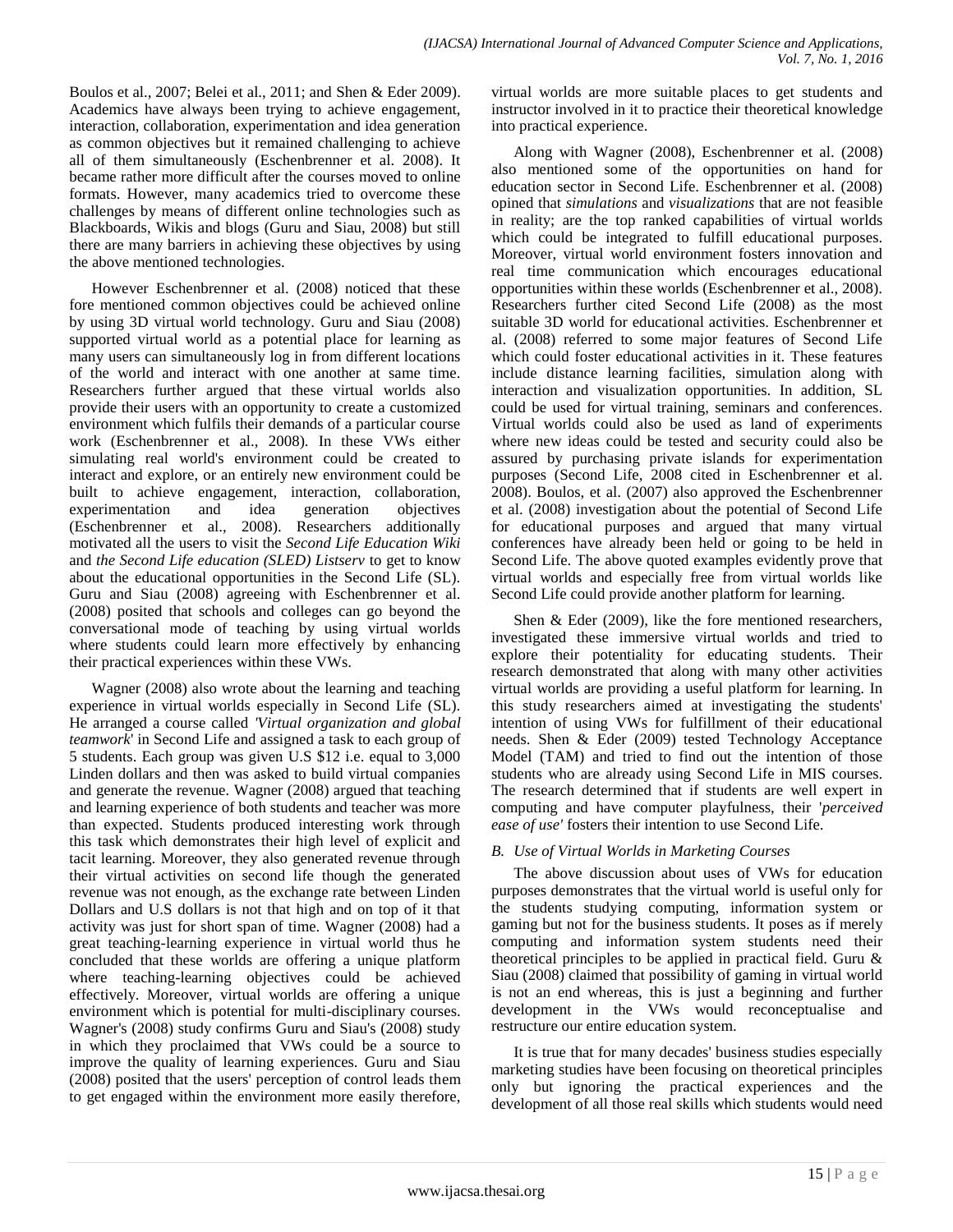Boulos et al., 2007; Belei et al., 2011; and Shen & Eder 2009). Academics have always been trying to achieve engagement, interaction, collaboration, experimentation and idea generation as common objectives but it remained challenging to achieve all of them simultaneously (Eschenbrenner et al. 2008). It became rather more difficult after the courses moved to online formats. However, many academics tried to overcome these challenges by means of different online technologies such as Blackboards, Wikis and blogs (Guru and Siau, 2008) but still there are many barriers in achieving these objectives by using the above mentioned technologies.

However Eschenbrenner et al. (2008) noticed that these fore mentioned common objectives could be achieved online by using 3D virtual world technology. Guru and Siau (2008) supported virtual world as a potential place for learning as many users can simultaneously log in from different locations of the world and interact with one another at same time. Researchers further argued that these virtual worlds also provide their users with an opportunity to create a customized environment which fulfils their demands of a particular course work (Eschenbrenner et al., 2008). In these VWs either simulating real world's environment could be created to interact and explore, or an entirely new environment could be built to achieve engagement, interaction, collaboration, experimentation and idea generation objectives (Eschenbrenner et al., 2008). Researchers additionally motivated all the users to visit the *Second Life Education Wiki* and *the Second Life education (SLED) Listserv* to get to know about the educational opportunities in the Second Life (SL). Guru and Siau (2008) agreeing with Eschenbrenner et al. (2008) posited that schools and colleges can go beyond the conversational mode of teaching by using virtual worlds where students could learn more effectively by enhancing their practical experiences within these VWs.

Wagner (2008) also wrote about the learning and teaching experience in virtual worlds especially in Second Life (SL). He arranged a course called *'Virtual organization and global teamwork*' in Second Life and assigned a task to each group of 5 students. Each group was given U.S $12 i.e. equal to 3,000 Linden dollars and then was asked to build virtual companies and generate the revenue. Wagner (2008) argued that teaching and learning experience of both students and teacher was more than expected. Students produced interesting work through this task which demonstrates their high level of explicit and tacit learning. Moreover, they also generated revenue through their virtual activities on second life though the generated revenue was not enough, as the exchange rate between Linden Dollars and U.S dollars is not that high and on top of it that activity was just for short span of time. Wagner (2008) had a great teaching-learning experience in virtual world thus he concluded that these worlds are offering a unique platform where teaching-learning objectives could be achieved effectively. Moreover, virtual worlds are offering a unique environment which is potential for multi-disciplinary courses. Wagner's (2008) study confirms Guru and Siau's (2008) study in which they proclaimed that VWs could be a source to improve the quality of learning experiences. Guru and Siau (2008) posited that the users' perception of control leads them to get engaged within the environment more easily therefore, virtual worlds are more suitable places to get students and instructor involved in it to practice their theoretical knowledge into practical experience.

Along with Wagner (2008), Eschenbrenner et al. (2008) also mentioned some of the opportunities on hand for education sector in Second Life. Eschenbrenner et al. (2008) opined that *simulations* and *visualizations* that are not feasible in reality; are the top ranked capabilities of virtual worlds which could be integrated to fulfill educational purposes. Moreover, virtual world environment fosters innovation and real time communication which encourages educational opportunities within these worlds (Eschenbrenner et al., 2008). Researchers further cited Second Life (2008) as the most suitable 3D world for educational activities. Eschenbrenner et al. (2008) referred to some major features of Second Life which could foster educational activities in it. These features include distance learning facilities, simulation along with interaction and visualization opportunities. In addition, SL could be used for virtual training, seminars and conferences. Virtual worlds could also be used as land of experiments where new ideas could be tested and security could also be assured by purchasing private islands for experimentation purposes (Second Life, 2008 cited in Eschenbrenner et al. 2008). Boulos, et al. (2007) also approved the Eschenbrenner et al. (2008) investigation about the potential of Second Life for educational purposes and argued that many virtual conferences have already been held or going to be held in Second Life. The above quoted examples evidently prove that virtual worlds and especially free from virtual worlds like Second Life could provide another platform for learning.

Shen & Eder (2009), like the fore mentioned researchers, investigated these immersive virtual worlds and tried to explore their potentiality for educating students. Their research demonstrated that along with many other activities virtual worlds are providing a useful platform for learning. In this study researchers aimed at investigating the students' intention of using VWs for fulfillment of their educational needs. Shen & Eder (2009) tested Technology Acceptance Model (TAM) and tried to find out the intention of those students who are already using Second Life in MIS courses. The research determined that if students are well expert in computing and have computer playfulness, their '*perceived ease of use'* fosters their intention to use Second Life.

### *B. Use of Virtual Worlds in Marketing Courses*

The above discussion about uses of VWs for education purposes demonstrates that the virtual world is useful only for the students studying computing, information system or gaming but not for the business students. It poses as if merely computing and information system students need their theoretical principles to be applied in practical field. Guru & Siau (2008) claimed that possibility of gaming in virtual world is not an end whereas, this is just a beginning and further development in the VWs would reconceptualise and restructure our entire education system.

It is true that for many decades' business studies especially marketing studies have been focusing on theoretical principles only but ignoring the practical experiences and the development of all those real skills which students would need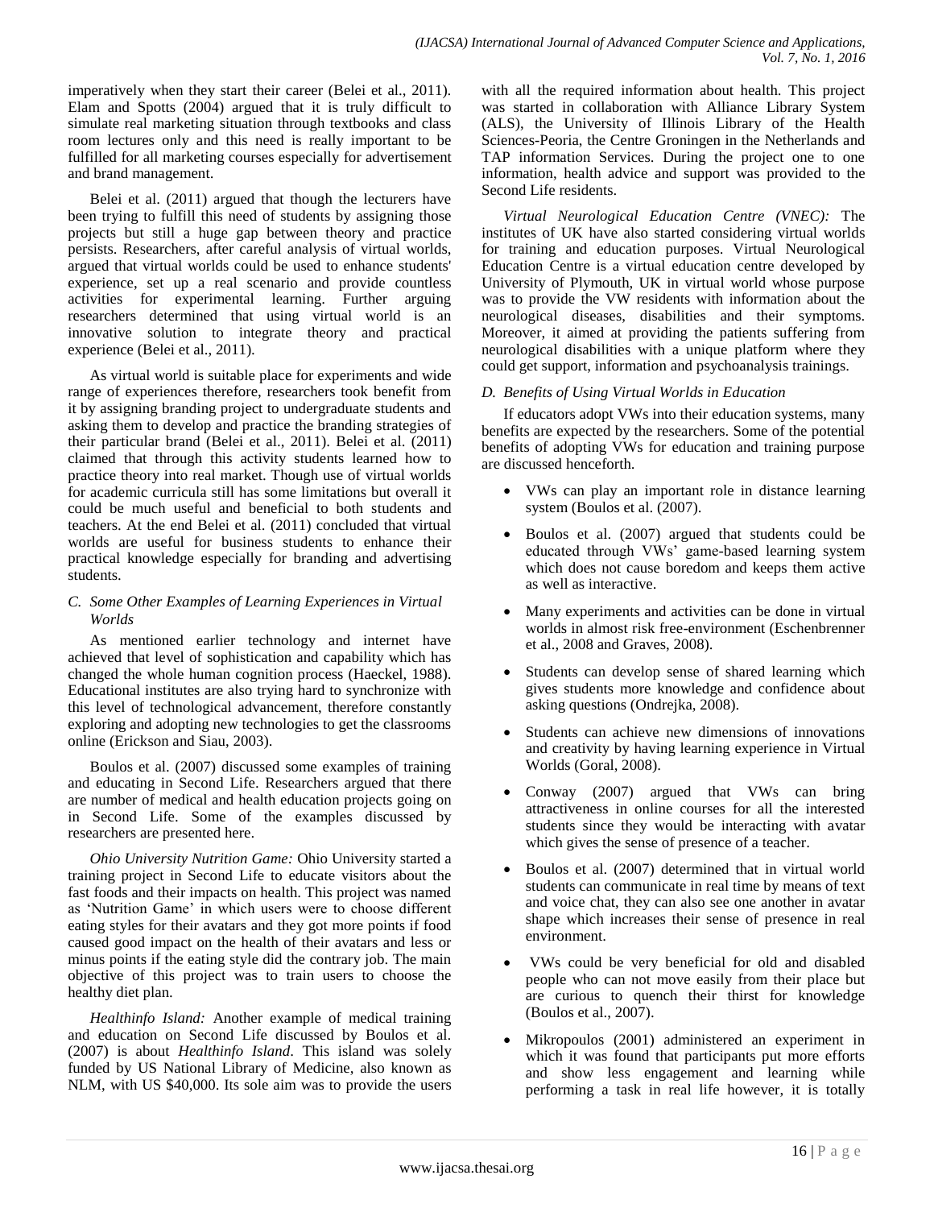imperatively when they start their career (Belei et al., 2011). Elam and Spotts (2004) argued that it is truly difficult to simulate real marketing situation through textbooks and class room lectures only and this need is really important to be fulfilled for all marketing courses especially for advertisement and brand management.

Belei et al. (2011) argued that though the lecturers have been trying to fulfill this need of students by assigning those projects but still a huge gap between theory and practice persists. Researchers, after careful analysis of virtual worlds, argued that virtual worlds could be used to enhance students' experience, set up a real scenario and provide countless activities for experimental learning. Further arguing researchers determined that using virtual world is an innovative solution to integrate theory and practical experience (Belei et al., 2011).

As virtual world is suitable place for experiments and wide range of experiences therefore, researchers took benefit from it by assigning branding project to undergraduate students and asking them to develop and practice the branding strategies of their particular brand (Belei et al., 2011). Belei et al. (2011) claimed that through this activity students learned how to practice theory into real market. Though use of virtual worlds for academic curricula still has some limitations but overall it could be much useful and beneficial to both students and teachers. At the end Belei et al. (2011) concluded that virtual worlds are useful for business students to enhance their practical knowledge especially for branding and advertising students.

### *C. Some Other Examples of Learning Experiences in Virtual Worlds*

As mentioned earlier technology and internet have achieved that level of sophistication and capability which has changed the whole human cognition process (Haeckel, 1988). Educational institutes are also trying hard to synchronize with this level of technological advancement, therefore constantly exploring and adopting new technologies to get the classrooms online (Erickson and Siau, 2003).

Boulos et al. (2007) discussed some examples of training and educating in Second Life. Researchers argued that there are number of medical and health education projects going on in Second Life. Some of the examples discussed by researchers are presented here.

*Ohio University Nutrition Game:* Ohio University started a training project in Second Life to educate visitors about the fast foods and their impacts on health. This project was named as 'Nutrition Game' in which users were to choose different eating styles for their avatars and they got more points if food caused good impact on the health of their avatars and less or minus points if the eating style did the contrary job. The main objective of this project was to train users to choose the healthy diet plan.

*Healthinfo Island:* Another example of medical training and education on Second Life discussed by Boulos et al. (2007) is about *Healthinfo Island*. This island was solely funded by US National Library of Medicine, also known as NLM, with US $40,000. Its sole aim was to provide the users with all the required information about health. This project was started in collaboration with Alliance Library System (ALS), the University of Illinois Library of the Health Sciences-Peoria, the Centre Groningen in the Netherlands and TAP information Services. During the project one to one information, health advice and support was provided to the Second Life residents.

*Virtual Neurological Education Centre (VNEC):* The institutes of UK have also started considering virtual worlds for training and education purposes. Virtual Neurological Education Centre is a virtual education centre developed by University of Plymouth, UK in virtual world whose purpose was to provide the VW residents with information about the neurological diseases, disabilities and their symptoms. Moreover, it aimed at providing the patients suffering from neurological disabilities with a unique platform where they could get support, information and psychoanalysis trainings.

### *D. Benefits of Using Virtual Worlds in Education*

If educators adopt VWs into their education systems, many benefits are expected by the researchers. Some of the potential benefits of adopting VWs for education and training purpose are discussed henceforth.

- VWs can play an important role in distance learning system (Boulos et al. (2007).
- Boulos et al. (2007) argued that students could be educated through VWs' game-based learning system which does not cause boredom and keeps them active as well as interactive.
- Many experiments and activities can be done in virtual worlds in almost risk free-environment (Eschenbrenner et al., 2008 and Graves, 2008).
- Students can develop sense of shared learning which gives students more knowledge and confidence about asking questions (Ondrejka, 2008).
- Students can achieve new dimensions of innovations and creativity by having learning experience in Virtual Worlds (Goral, 2008).
- Conway (2007) argued that VWs can bring attractiveness in online courses for all the interested students since they would be interacting with avatar which gives the sense of presence of a teacher.
- Boulos et al. (2007) determined that in virtual world students can communicate in real time by means of text and voice chat, they can also see one another in avatar shape which increases their sense of presence in real environment.
- VWs could be very beneficial for old and disabled people who can not move easily from their place but are curious to quench their thirst for knowledge (Boulos et al., 2007).
- Mikropoulos (2001) administered an experiment in which it was found that participants put more efforts and show less engagement and learning while performing a task in real life however, it is totally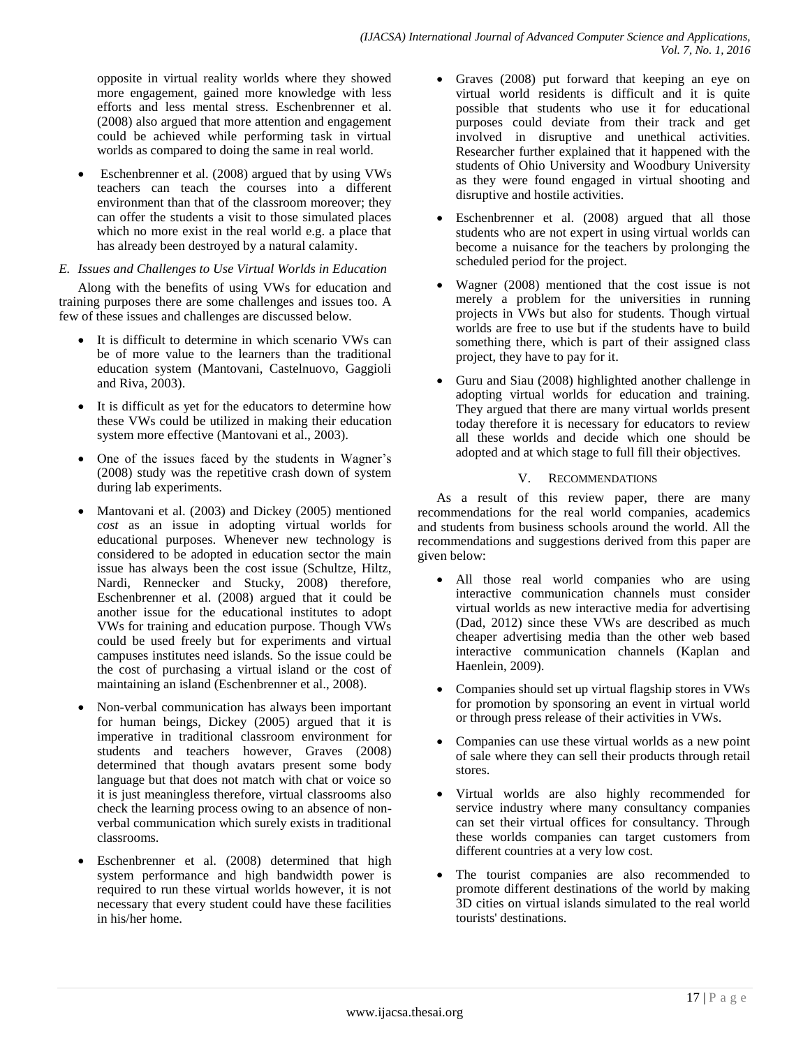opposite in virtual reality worlds where they showed more engagement, gained more knowledge with less efforts and less mental stress. Eschenbrenner et al. (2008) also argued that more attention and engagement could be achieved while performing task in virtual worlds as compared to doing the same in real world.

- Eschenbrenner et al. (2008) argued that by using VWs teachers can teach the courses into a different environment than that of the classroom moreover; they can offer the students a visit to those simulated places which no more exist in the real world e.g. a place that has already been destroyed by a natural calamity.

### *E. Issues and Challenges to Use Virtual Worlds in Education*

Along with the benefits of using VWs for education and training purposes there are some challenges and issues too. A few of these issues and challenges are discussed below.

- It is difficult to determine in which scenario VWs can be of more value to the learners than the traditional education system (Mantovani, Castelnuovo, Gaggioli and Riva, 2003).
- It is difficult as yet for the educators to determine how these VWs could be utilized in making their education system more effective (Mantovani et al., 2003).
- One of the issues faced by the students in Wagner's (2008) study was the repetitive crash down of system during lab experiments.
- Mantovani et al. (2003) and Dickey (2005) mentioned *cost* as an issue in adopting virtual worlds for educational purposes. Whenever new technology is considered to be adopted in education sector the main issue has always been the cost issue (Schultze, Hiltz, Nardi, Rennecker and Stucky, 2008) therefore, Eschenbrenner et al. (2008) argued that it could be another issue for the educational institutes to adopt VWs for training and education purpose. Though VWs could be used freely but for experiments and virtual campuses institutes need islands. So the issue could be the cost of purchasing a virtual island or the cost of maintaining an island (Eschenbrenner et al., 2008).
- Non-verbal communication has always been important for human beings, Dickey (2005) argued that it is imperative in traditional classroom environment for students and teachers however, Graves (2008) determined that though avatars present some body language but that does not match with chat or voice so it is just meaningless therefore, virtual classrooms also check the learning process owing to an absence of non-verbal communication which surely exists in traditional classrooms.
- Eschenbrenner et al. (2008) determined that high system performance and high bandwidth power is required to run these virtual worlds however, it is not necessary that every student could have these facilities in his/her home.
- Graves (2008) put forward that keeping an eye on virtual world residents is difficult and it is quite possible that students who use it for educational purposes could deviate from their track and get involved in disruptive and unethical activities. Researcher further explained that it happened with the students of Ohio University and Woodbury University as they were found engaged in virtual shooting and disruptive and hostile activities.
- Eschenbrenner et al. (2008) argued that all those students who are not expert in using virtual worlds can become a nuisance for the teachers by prolonging the scheduled period for the project.
- Wagner (2008) mentioned that the cost issue is not merely a problem for the universities in running projects in VWs but also for students. Though virtual worlds are free to use but if the students have to build something there, which is part of their assigned class project, they have to pay for it.
- Guru and Siau (2008) highlighted another challenge in adopting virtual worlds for education and training. They argued that there are many virtual worlds present today therefore it is necessary for educators to review all these worlds and decide which one should be adopted and at which stage to full fill their objectives.

## V. Recommendations

As a result of this review paper, there are many recommendations for the real world companies, academics and students from business schools around the world. All the recommendations and suggestions derived from this paper are given below:

- All those real world companies who are using interactive communication channels must consider virtual worlds as new interactive media for advertising (Dad, 2012) since these VWs are described as much cheaper advertising media than the other web based interactive communication channels (Kaplan and Haenlein, 2009).
- Companies should set up virtual flagship stores in VWs for promotion by sponsoring an event in virtual world or through press release of their activities in VWs.
- Companies can use these virtual worlds as a new point of sale where they can sell their products through retail stores.
- Virtual worlds are also highly recommended for service industry where many consultancy companies can set their virtual offices for consultancy. Through these worlds companies can target customers from different countries at a very low cost.
- The tourist companies are also recommended to promote different destinations of the world by making 3D cities on virtual islands simulated to the real world tourists' destinations.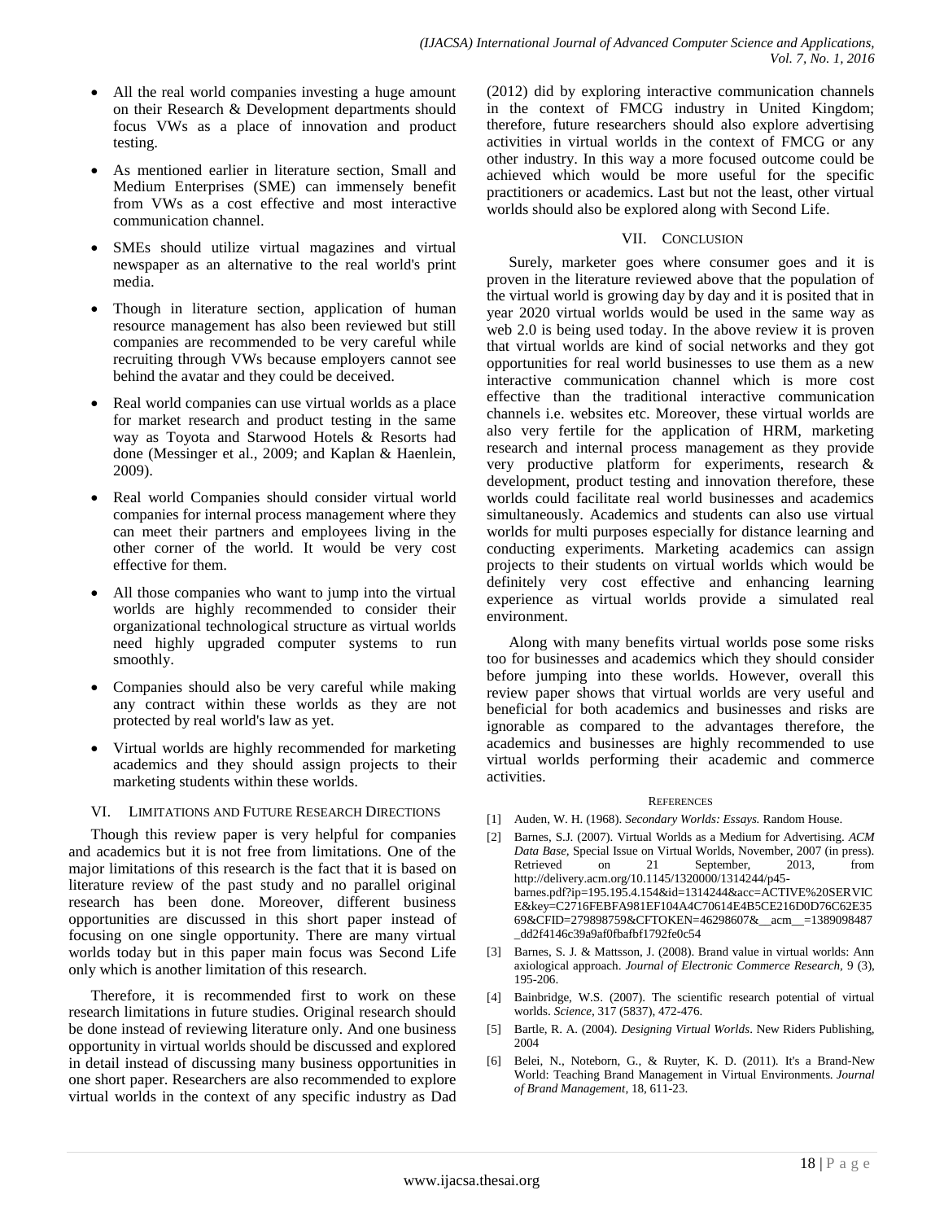- All the real world companies investing a huge amount on their Research & Development departments should focus VWs as a place of innovation and product testing.
- As mentioned earlier in literature section, Small and Medium Enterprises (SME) can immensely benefit from VWs as a cost effective and most interactive communication channel.
- SMEs should utilize virtual magazines and virtual newspaper as an alternative to the real world's print media.
- Though in literature section, application of human resource management has also been reviewed but still companies are recommended to be very careful while recruiting through VWs because employers cannot see behind the avatar and they could be deceived.
- Real world companies can use virtual worlds as a place for market research and product testing in the same way as Toyota and Starwood Hotels & Resorts had done (Messinger et al., 2009; and Kaplan & Haenlein, 2009).
- Real world Companies should consider virtual world companies for internal process management where they can meet their partners and employees living in the other corner of the world. It would be very cost effective for them.
- All those companies who want to jump into the virtual worlds are highly recommended to consider their organizational technological structure as virtual worlds need highly upgraded computer systems to run smoothly.
- Companies should also be very careful while making any contract within these worlds as they are not protected by real world's law as yet.
- Virtual worlds are highly recommended for marketing academics and they should assign projects to their marketing students within these worlds.

## VI. Limitations and Future Research Directions

Though this review paper is very helpful for companies and academics but it is not free from limitations. One of the major limitations of this research is the fact that it is based on literature review of the past study and no parallel original research has been done. Moreover, different business opportunities are discussed in this short paper instead of focusing on one single opportunity. There are many virtual worlds today but in this paper main focus was Second Life only which is another limitation of this research.

Therefore, it is recommended first to work on these research limitations in future studies. Original research should be done instead of reviewing literature only. And one business opportunity in virtual worlds should be discussed and explored in detail instead of discussing many business opportunities in one short paper. Researchers are also recommended to explore virtual worlds in the context of any specific industry as Dad (2012) did by exploring interactive communication channels in the context of FMCG industry in United Kingdom; therefore, future researchers should also explore advertising activities in virtual worlds in the context of FMCG or any other industry. In this way a more focused outcome could be achieved which would be more useful for the specific practitioners or academics. Last but not the least, other virtual worlds should also be explored along with Second Life.

## VII. Conclusion

Surely, marketer goes where consumer goes and it is proven in the literature reviewed above that the population of the virtual world is growing day by day and it is posited that in year 2020 virtual worlds would be used in the same way as web 2.0 is being used today. In the above review it is proven that virtual worlds are kind of social networks and they got opportunities for real world businesses to use them as a new interactive communication channel which is more cost effective than the traditional interactive communication channels i.e. websites etc. Moreover, these virtual worlds are also very fertile for the application of HRM, marketing research and internal process management as they provide very productive platform for experiments, research & development, product testing and innovation therefore, these worlds could facilitate real world businesses and academics simultaneously. Academics and students can also use virtual worlds for multi purposes especially for distance learning and conducting experiments. Marketing academics can assign projects to their students on virtual worlds which would be definitely very cost effective and enhancing learning experience as virtual worlds provide a simulated real environment.

Along with many benefits virtual worlds pose some risks too for businesses and academics which they should consider before jumping into these worlds. However, overall this review paper shows that virtual worlds are very useful and beneficial for both academics and businesses and risks are ignorable as compared to the advantages therefore, the academics and businesses are highly recommended to use virtual worlds performing their academic and commerce activities.

## References

[1] Auden, W. H. (1968). *Secondary Worlds: Essays.* Random House.

[2] Barnes, S.J. (2007). Virtual Worlds as a Medium for Advertising. *ACM Data Base*, Special Issue on Virtual Worlds, November, 2007 (in press). Retrieved on 21 September, 2013, from http://delivery.acm.org/10.1145/1320000/1314244/p45-barnes.pdf?ip=195.195.4.154&id=1314244&acc=ACTIVE%20SERVICE&key=C2716FEBFA981EF104A4C70614E4B5CE216D0D76C62E3569&CFID=279898759&CFTOKEN=46298607&__acm__=1389098487_dd2f4146c39a9af0fbafbf1792fe0c54

[3] Barnes, S. J. & Mattsson, J. (2008). Brand value in virtual worlds: Ann axiological approach. *Journal of Electronic Commerce Research*, 9 (3), 195-206.

[4] Bainbridge, W.S. (2007). The scientific research potential of virtual worlds. *Science*, 317 (5837), 472-476.

[5] Bartle, R. A. (2004). *Designing Virtual Worlds*. New Riders Publishing, 2004

[6] Belei, N., Noteborn, G., & Ruyter, K. D. (2011). It's a Brand-New World: Teaching Brand Management in Virtual Environments. *Journal of Brand Management*, 18, 611-23.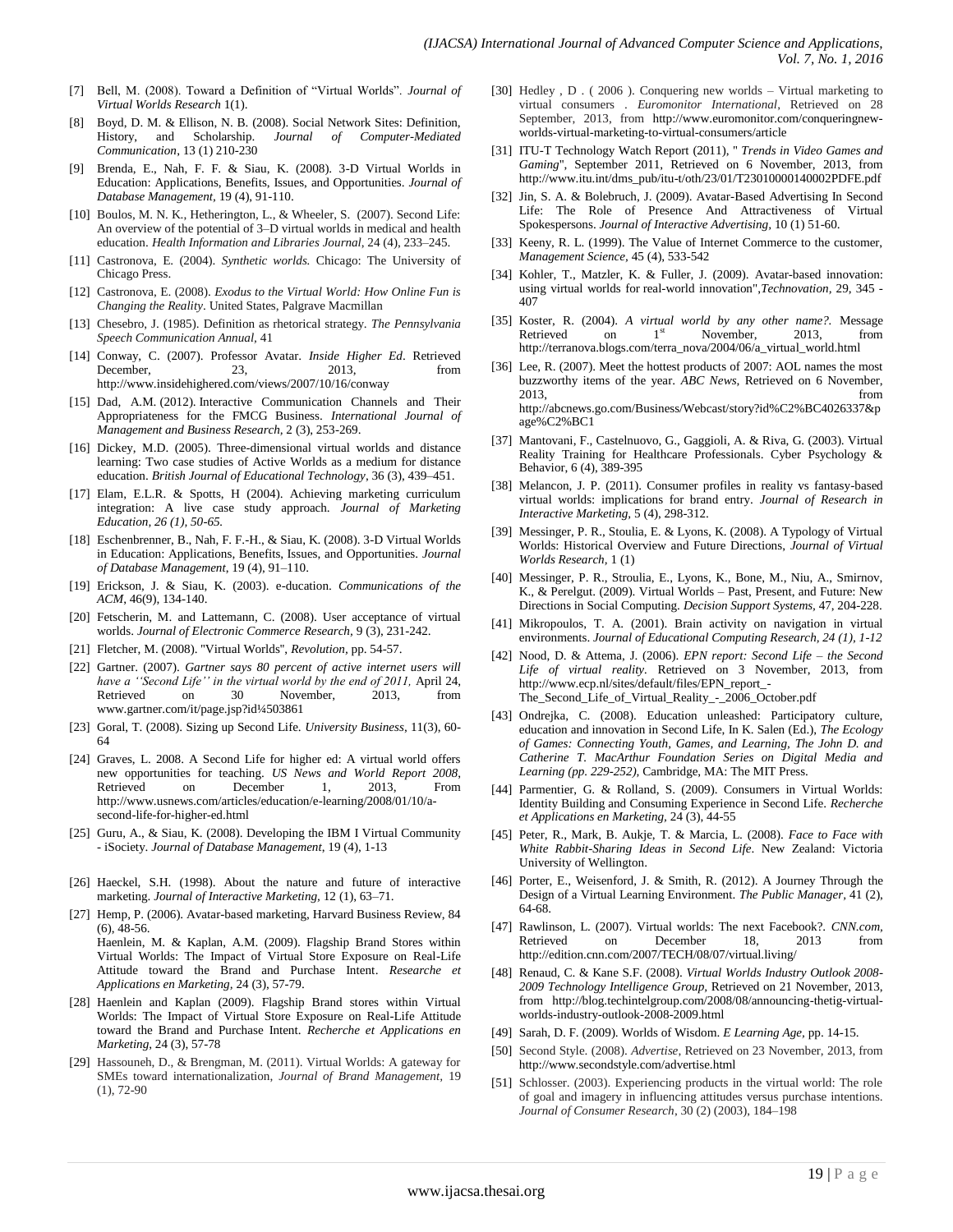[7] Bell, M. (2008). Toward a Definition of "Virtual Worlds". *Journal of Virtual Worlds Research* 1(1).

[8] Boyd, D. M. & Ellison, N. B. (2008). Social Network Sites: Definition, History, and Scholarship. *Journal of Computer-Mediated Communication*, 13 (1) 210-230

[9] Brenda, E., Nah, F. F. & Siau, K. (2008). 3-D Virtual Worlds in Education: Applications, Benefits, Issues, and Opportunities. *Journal of Database Management*, 19 (4), 91-110.

[10] Boulos, M. N. K., Hetherington, L., & Wheeler, S. (2007). Second Life: An overview of the potential of 3–D virtual worlds in medical and health education. *Health Information and Libraries Journal*, 24 (4), 233–245.

[11] Castronova, E. (2004). *Synthetic worlds.* Chicago: The University of Chicago Press.

[12] Castronova, E. (2008). *Exodus to the Virtual World: How Online Fun is Changing the Reality*. United States, Palgrave Macmillan

[13] Chesebro, J. (1985). Definition as rhetorical strategy. *The Pennsylvania Speech Communication Annual*, 41

[14] Conway, C. (2007). Professor Avatar. *Inside Higher Ed*. Retrieved December, 23, 2013, from http://www.insidehighered.com/views/2007/10/16/conway

[15] Dad, A.M. (2012). Interactive Communication Channels and Their Appropriateness for the FMCG Business. *International Journal of Management and Business Research*, 2 (3), 253-269.

[16] Dickey, M.D. (2005). Three-dimensional virtual worlds and distance learning: Two case studies of Active Worlds as a medium for distance education. *British Journal of Educational Technology*, 36 (3), 439–451.

[17] Elam, E.L.R. & Spotts, H (2004). Achieving marketing curriculum integration: A live case study approach. *Journal of Marketing Education, 26 (1), 50-65.*

[18] Eschenbrenner, B., Nah, F. F.-H., & Siau, K. (2008). 3-D Virtual Worlds in Education: Applications, Benefits, Issues, and Opportunities. *Journal of Database Management*, 19 (4), 91–110.

[19] Erickson, J. & Siau, K. (2003). e-ducation. *Communications of the ACM*, 46(9), 134-140.

[20] Fetscherin, M. and Lattemann, C. (2008). User acceptance of virtual worlds. *Journal of Electronic Commerce Research*, 9 (3), 231-242.

[21] Fletcher, M. (2008). "Virtual Worlds", *Revolution*, pp. 54-57.

[22] Gartner. (2007). *Gartner says 80 percent of active internet users will have a ''Second Life'' in the virtual world by the end of 2011,* April 24, Retrieved on 30 November, 2013, from www.gartner.com/it/page.jsp?id¼503861

[23] Goral, T. (2008). Sizing up Second Life. *University Business*, 11(3), 60-64

[24] Graves, L. 2008. A Second Life for higher ed: A virtual world offers new opportunities for teaching. *US News and World Report 2008*, Retrieved on December 1, 2013, From http://www.usnews.com/articles/education/e-learning/2008/01/10/a-second-life-for-higher-ed.html

[25] Guru, A., & Siau, K. (2008). Developing the IBM I Virtual Community - iSociety. *Journal of Database Management*, 19 (4), 1-13

[26] Haeckel, S.H. (1998). About the nature and future of interactive marketing. *Journal of Interactive Marketing*, 12 (1), 63–71.

[27] Hemp, P. (2006). Avatar-based marketing, Harvard Business Review, 84 (6), 48-56.
Haenlein, M. & Kaplan, A.M. (2009). Flagship Brand Stores within Virtual Worlds: The Impact of Virtual Store Exposure on Real-Life Attitude toward the Brand and Purchase Intent. *Researche et Applications en Marketing*, 24 (3), 57-79.

[28] Haenlein and Kaplan (2009). Flagship Brand stores within Virtual Worlds: The Impact of Virtual Store Exposure on Real-Life Attitude toward the Brand and Purchase Intent. *Recherche et Applications en Marketing*, 24 (3), 57-78

[29] Hassouneh, D., & Brengman, M. (2011). Virtual Worlds: A gateway for SMEs toward internationalization, *Journal of Brand Management*, 19 (1), 72-90

[30] Hedley , D . ( 2006 ). Conquering new worlds – Virtual marketing to virtual consumers . *Euromonitor International*, Retrieved on 28 September, 2013, from http://www.euromonitor.com/conqueringnew-worlds-virtual-marketing-to-virtual-consumers/article

[31] ITU-T Technology Watch Report (2011), " *Trends in Video Games and Gaming*", September 2011, Retrieved on 6 November, 2013, from http://www.itu.int/dms_pub/itu-t/oth/23/01/T23010000140002PDFE.pdf

[32] Jin, S. A. & Bolebruch, J. (2009). Avatar-Based Advertising In Second Life: The Role of Presence And Attractiveness of Virtual Spokespersons. *Journal of Interactive Advertising*, 10 (1) 51-60.

[33] Keeny, R. L. (1999). The Value of Internet Commerce to the customer, *Management Science*, 45 (4), 533-542

[34] Kohler, T., Matzler, K. & Fuller, J. (2009). Avatar-based innovation: using virtual worlds for real-world innovation",*Technovation*, 29, 345 - 407

[35] Koster, R. (2004). *A virtual world by any other name?.* Message Retrieved on 1st November, 2013, from http://terranova.blogs.com/terra_nova/2004/06/a_virtual_world.html

[36] Lee, R. (2007). Meet the hottest products of 2007: AOL names the most buzzworthy items of the year. *ABC News*, Retrieved on 6 November, 2013, from http://abcnews.go.com/Business/Webcast/story?id%C2%BC4026337&page%C2%BC1

[37] Mantovani, F., Castelnuovo, G., Gaggioli, A. & Riva, G. (2003). Virtual Reality Training for Healthcare Professionals. Cyber Psychology & Behavior, 6 (4), 389-395

[38] Melancon, J. P. (2011). Consumer profiles in reality vs fantasy-based virtual worlds: implications for brand entry. *Journal of Research in Interactive Marketing*, 5 (4), 298-312.

[39] Messinger, P. R., Stoulia, E. & Lyons, K. (2008). A Typology of Virtual Worlds: Historical Overview and Future Directions, *Journal of Virtual Worlds Research*, 1 (1)

[40] Messinger, P. R., Stroulia, E., Lyons, K., Bone, M., Niu, A., Smirnov, K., & Perelgut. (2009). Virtual Worlds – Past, Present, and Future: New Directions in Social Computing. *Decision Support Systems*, 47, 204-228.

[41] Mikropoulos, T. A. (2001). Brain activity on navigation in virtual environments. *Journal of Educational Computing Research, 24 (1), 1-12*

[42] Nood, D. & Attema, J. (2006). *EPN report: Second Life – the Second Life of virtual reality*. Retrieved on 3 November, 2013, from http://www.ecp.nl/sites/default/files/EPN_report_-The_Second_Life_of_Virtual_Reality_-_2006_October.pdf

[43] Ondrejka, C. (2008). Education unleashed: Participatory culture, education and innovation in Second Life, In K. Salen (Ed.), *The Ecology of Games: Connecting Youth, Games, and Learning, The John D. and Catherine T. MacArthur Foundation Series on Digital Media and Learning (pp. 229-252),* Cambridge, MA: The MIT Press.

[44] Parmentier, G. & Rolland, S. (2009). Consumers in Virtual Worlds: Identity Building and Consuming Experience in Second Life. *Recherche et Applications en Marketing*, 24 (3), 44-55

[45] Peter, R., Mark, B. Aukje, T. & Marcia, L. (2008). *Face to Face with White Rabbit-Sharing Ideas in Second Life*. New Zealand: Victoria University of Wellington.

[46] Porter, E., Weisenford, J. & Smith, R. (2012). A Journey Through the Design of a Virtual Learning Environment. *The Public Manager*, 41 (2), 64-68.

[47] Rawlinson, L. (2007). Virtual worlds: The next Facebook?. *CNN.com*, Retrieved on December 18, 2013 from http://edition.cnn.com/2007/TECH/08/07/virtual.living/

[48] Renaud, C. & Kane S.F. (2008). *Virtual Worlds Industry Outlook 2008-2009 Technology Intelligence Group*, Retrieved on 21 November, 2013, from http://blog.techintelgroup.com/2008/08/announcing-thetig-virtual-worlds-industry-outlook-2008-2009.html

[49] Sarah, D. F. (2009). Worlds of Wisdom. *E Learning Age*, pp. 14-15.

[50] Second Style. (2008). *Advertise*, Retrieved on 23 November, 2013, from http://www.secondstyle.com/advertise.html

[51] Schlosser. (2003). Experiencing products in the virtual world: The role of goal and imagery in influencing attitudes versus purchase intentions. *Journal of Consumer Research*, 30 (2) (2003), 184–198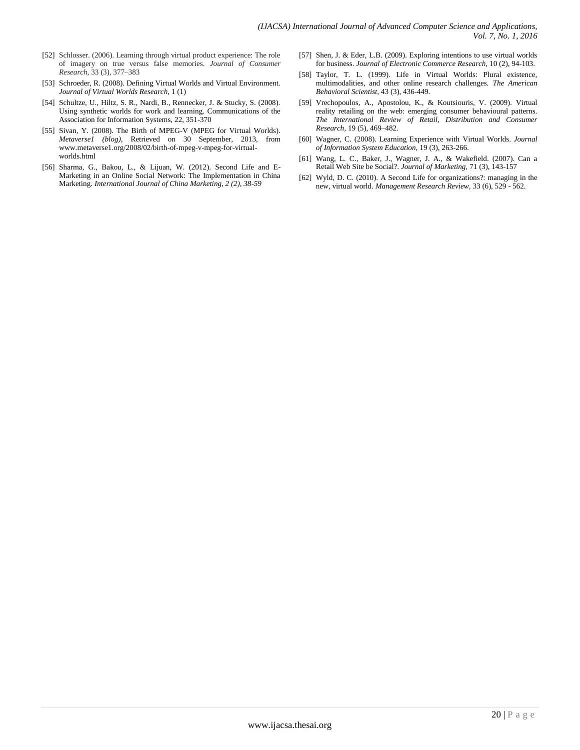[52] Schlosser. (2006). Learning through virtual product experience: The role of imagery on true versus false memories. *Journal of Consumer Research*, 33 (3), 377–383

[53] Schroeder, R. (2008). Defining Virtual Worlds and Virtual Environment. *Journal of Virtual Worlds Research*, 1 (1)

[54] Schultze, U., Hiltz, S. R., Nardi, B., Rennecker, J. & Stucky, S. (2008). Using synthetic worlds for work and learning. Communications of the Association for Information Systems, 22, 351-370

[55] Sivan, Y. (2008). The Birth of MPEG-V (MPEG for Virtual Worlds). *Metaverse1 (blog)*, Retrieved on 30 September, 2013, from www.metaverse1.org/2008/02/birth-of-mpeg-v-mpeg-for-virtual-worlds.html

[56] Sharma, G., Bakou, L., & Lijuan, W. (2012). Second Life and E-Marketing in an Online Social Network: The Implementation in China Marketing. *International Journal of China Marketing, 2 (2), 38-59*

[57] Shen, J. & Eder, L.B. (2009). Exploring intentions to use virtual worlds for business. *Journal of Electronic Commerce Research*, 10 (2), 94-103.

[58] Taylor, T. L. (1999). Life in Virtual Worlds: Plural existence, multimodalities, and other online research challenges. *The American Behavioral Scientist*, 43 (3), 436-449.

[59] Vrechopoulos, A., Apostolou, K., & Koutsiouris, V. (2009). Virtual reality retailing on the web: emerging consumer behavioural patterns. *The International Review of Retail, Distribution and Consumer Research*, 19 (5), 469–482.

[60] Wagner, C. (2008). Learning Experience with Virtual Worlds. *Journal of Information System Education*, 19 (3), 263-266.

[61] Wang, L. C., Baker, J., Wagner, J. A., & Wakefield. (2007). Can a Retail Web Site be Social?. *Journal of Marketing*, 71 (3), 143-157

[62] Wyld, D. C. (2010). A Second Life for organizations?: managing in the new, virtual world. *Management Research Review*, 33 (6), 529 - 562.